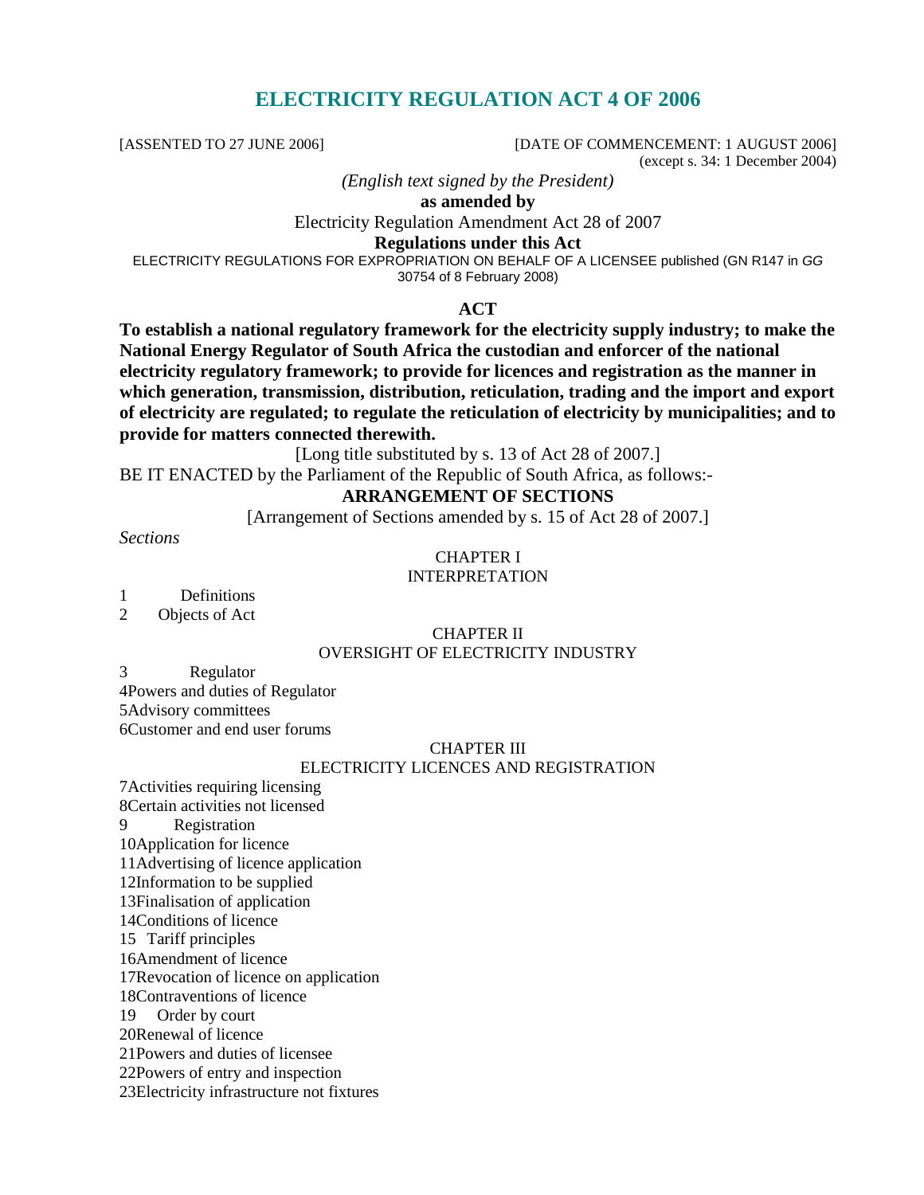# ELECTRICITY REGULATION ACT 4 OF 2006

[ASSENTED TO 27 JUNE 2006] [DATE OF COMMENCEMENT: 1 AUGUST 2006]
(except s. 34: 1 December 2004)

*(English text signed by the President)*

**as amended by**

Electricity Regulation Amendment Act 28 of 2007

**Regulations under this Act**

ELECTRICITY REGULATIONS FOR EXPROPRIATION ON BEHALF OF A LICENSEE published (GN R147 in *GG* 30754 of 8 February 2008)

## ACT

**To establish a national regulatory framework for the electricity supply industry; to make the National Energy Regulator of South Africa the custodian and enforcer of the national electricity regulatory framework; to provide for licences and registration as the manner in which generation, transmission, distribution, reticulation, trading and the import and export of electricity are regulated; to regulate the reticulation of electricity by municipalities; and to provide for matters connected therewith.**

[Long title substituted by s. 13 of Act 28 of 2007.]

BE IT ENACTED by the Parliament of the Republic of South Africa, as follows:-

## ARRANGEMENT OF SECTIONS

[Arrangement of Sections amended by s. 15 of Act 28 of 2007.]

*Sections*

CHAPTER I
INTERPRETATION

1 Definitions
2 Objects of Act

CHAPTER II
OVERSIGHT OF ELECTRICITY INDUSTRY

3 Regulator
4 Powers and duties of Regulator
5 Advisory committees
6 Customer and end user forums

CHAPTER III
ELECTRICITY LICENCES AND REGISTRATION

7 Activities requiring licensing
8 Certain activities not licensed
9 Registration
10 Application for licence
11 Advertising of licence application
12 Information to be supplied
13 Finalisation of application
14 Conditions of licence
15 Tariff principles
16 Amendment of licence
17 Revocation of licence on application
18 Contraventions of licence
19 Order by court
20 Renewal of licence
21 Powers and duties of licensee
22 Powers of entry and inspection
23 Electricity infrastructure not fixtures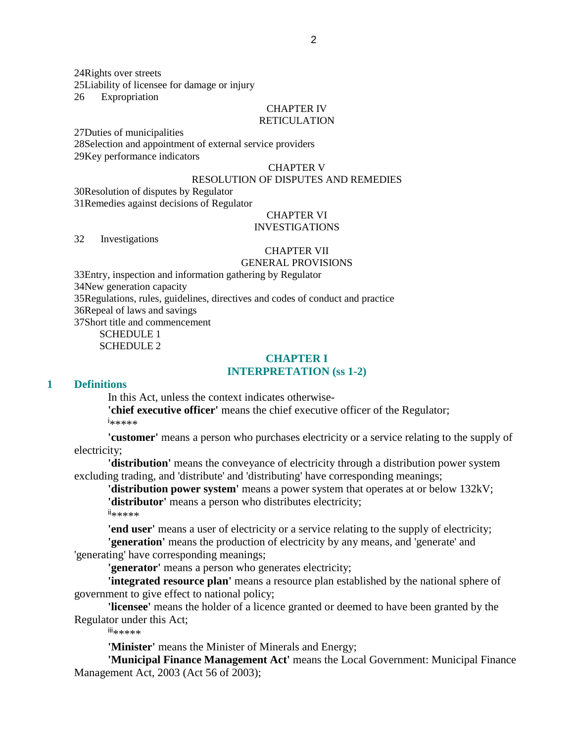24Rights over streets
25Liability of licensee for damage or injury
26 Expropriation

CHAPTER IV
RETICULATION

27Duties of municipalities
28Selection and appointment of external service providers
29Key performance indicators

CHAPTER V
RESOLUTION OF DISPUTES AND REMEDIES

30Resolution of disputes by Regulator
31Remedies against decisions of Regulator

CHAPTER VI
INVESTIGATIONS

32 Investigations

CHAPTER VII
GENERAL PROVISIONS

33Entry, inspection and information gathering by Regulator
34New generation capacity
35Regulations, rules, guidelines, directives and codes of conduct and practice
36Repeal of laws and savings
37Short title and commencement
SCHEDULE 1
SCHEDULE 2

## CHAPTER I
## INTERPRETATION (ss 1-2)

### 1 Definitions

In this Act, unless the context indicates otherwise-

**'chief executive officer'** means the chief executive officer of the Regulator;

[i]*****

**'customer'** means a person who purchases electricity or a service relating to the supply of electricity;

**'distribution'** means the conveyance of electricity through a distribution power system excluding trading, and 'distribute' and 'distributing' have corresponding meanings;

**'distribution power system'** means a power system that operates at or below 132kV;

**'distributor'** means a person who distributes electricity;

[ii]*****

**'end user'** means a user of electricity or a service relating to the supply of electricity;

**'generation'** means the production of electricity by any means, and 'generate' and 'generating' have corresponding meanings;

**'generator'** means a person who generates electricity;

**'integrated resource plan'** means a resource plan established by the national sphere of government to give effect to national policy;

**'licensee'** means the holder of a licence granted or deemed to have been granted by the Regulator under this Act;

[iii]*****

**'Minister'** means the Minister of Minerals and Energy;

**'Municipal Finance Management Act'** means the Local Government: Municipal Finance Management Act, 2003 (Act 56 of 2003);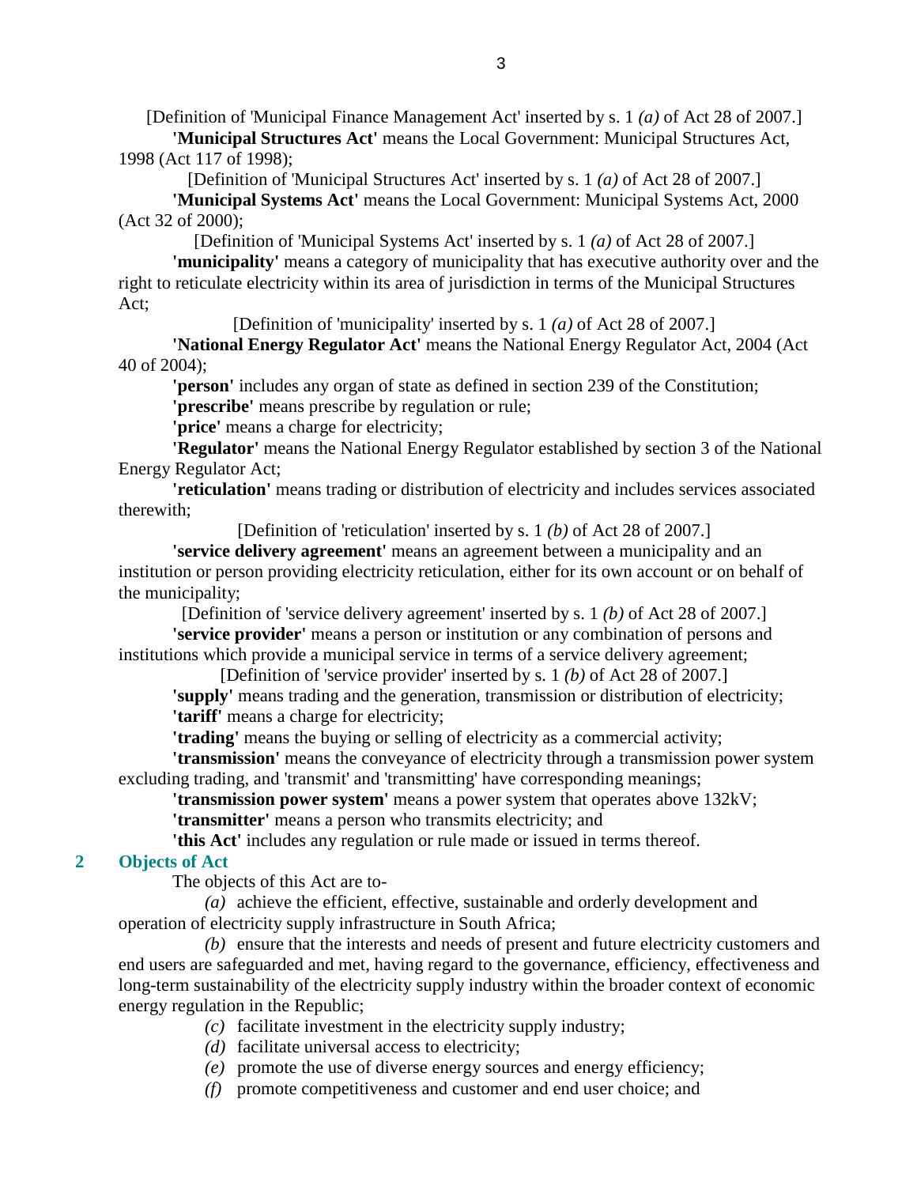[Definition of 'Municipal Finance Management Act' inserted by s. 1 *(a)* of Act 28 of 2007.]

**'Municipal Structures Act'** means the Local Government: Municipal Structures Act, 1998 (Act 117 of 1998);

[Definition of 'Municipal Structures Act' inserted by s. 1 *(a)* of Act 28 of 2007.]

**'Municipal Systems Act'** means the Local Government: Municipal Systems Act, 2000 (Act 32 of 2000);

[Definition of 'Municipal Systems Act' inserted by s. 1 *(a)* of Act 28 of 2007.]

**'municipality'** means a category of municipality that has executive authority over and the right to reticulate electricity within its area of jurisdiction in terms of the Municipal Structures Act;

[Definition of 'municipality' inserted by s. 1 *(a)* of Act 28 of 2007.]

**'National Energy Regulator Act'** means the National Energy Regulator Act, 2004 (Act 40 of 2004);

**'person'** includes any organ of state as defined in section 239 of the Constitution;

**'prescribe'** means prescribe by regulation or rule;

**'price'** means a charge for electricity;

**'Regulator'** means the National Energy Regulator established by section 3 of the National Energy Regulator Act;

**'reticulation'** means trading or distribution of electricity and includes services associated therewith;

[Definition of 'reticulation' inserted by s. 1 *(b)* of Act 28 of 2007.]

**'service delivery agreement'** means an agreement between a municipality and an institution or person providing electricity reticulation, either for its own account or on behalf of the municipality;

[Definition of 'service delivery agreement' inserted by s. 1 *(b)* of Act 28 of 2007.]

**'service provider'** means a person or institution or any combination of persons and institutions which provide a municipal service in terms of a service delivery agreement;

[Definition of 'service provider' inserted by s. 1 *(b)* of Act 28 of 2007.]

**'supply'** means trading and the generation, transmission or distribution of electricity;

**'tariff'** means a charge for electricity;

**'trading'** means the buying or selling of electricity as a commercial activity;

**'transmission'** means the conveyance of electricity through a transmission power system excluding trading, and 'transmit' and 'transmitting' have corresponding meanings;

**'transmission power system'** means a power system that operates above 132kV;

**'transmitter'** means a person who transmits electricity; and

**'this Act'** includes any regulation or rule made or issued in terms thereof.

## 2 Objects of Act

The objects of this Act are to-

*(a)* achieve the efficient, effective, sustainable and orderly development and operation of electricity supply infrastructure in South Africa;

*(b)* ensure that the interests and needs of present and future electricity customers and end users are safeguarded and met, having regard to the governance, efficiency, effectiveness and long-term sustainability of the electricity supply industry within the broader context of economic energy regulation in the Republic;

*(c)* facilitate investment in the electricity supply industry;

*(d)* facilitate universal access to electricity;

*(e)* promote the use of diverse energy sources and energy efficiency;

*(f)* promote competitiveness and customer and end user choice; and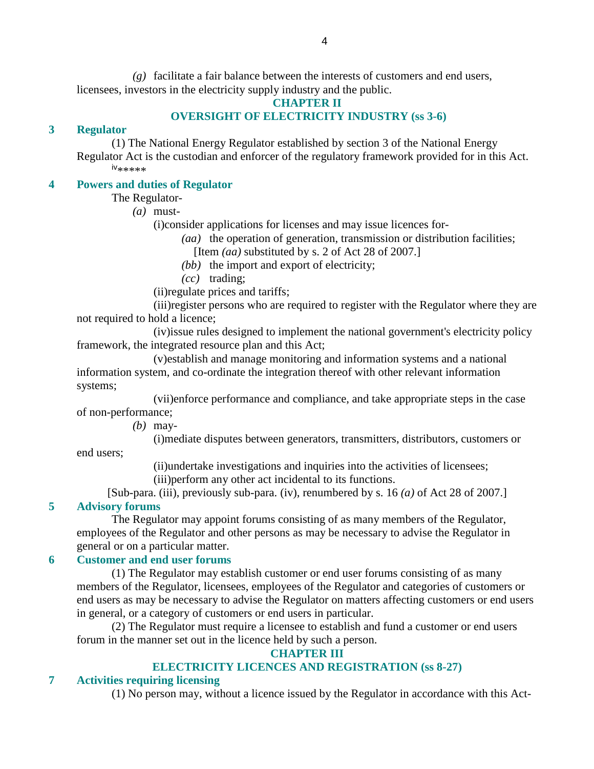*(g)* facilitate a fair balance between the interests of customers and end users, licensees, investors in the electricity supply industry and the public.

## CHAPTER II
## OVERSIGHT OF ELECTRICITY INDUSTRY (ss 3-6)

### 3 Regulator

(1) The National Energy Regulator established by section 3 of the National Energy Regulator Act is the custodian and enforcer of the regulatory framework provided for in this Act.

[iv]*****

### 4 Powers and duties of Regulator

The Regulator-

*(a)* must-

(i)consider applications for licenses and may issue licences for-

*(aa)* the operation of generation, transmission or distribution facilities;
[Item *(aa)* substituted by s. 2 of Act 28 of 2007.]

*(bb)* the import and export of electricity;

*(cc)* trading;

(ii)regulate prices and tariffs;

(iii)register persons who are required to register with the Regulator where they are not required to hold a licence;

(iv)issue rules designed to implement the national government's electricity policy framework, the integrated resource plan and this Act;

(v)establish and manage monitoring and information systems and a national information system, and co-ordinate the integration thereof with other relevant information systems;

(vii)enforce performance and compliance, and take appropriate steps in the case of non-performance;

*(b)* may-

(i)mediate disputes between generators, transmitters, distributors, customers or end users;

(ii)undertake investigations and inquiries into the activities of licensees;

(iii)perform any other act incidental to its functions.

[Sub-para. (iii), previously sub-para. (iv), renumbered by s. 16 *(a)* of Act 28 of 2007.]

### 5 Advisory forums

The Regulator may appoint forums consisting of as many members of the Regulator, employees of the Regulator and other persons as may be necessary to advise the Regulator in general or on a particular matter.

### 6 Customer and end user forums

(1) The Regulator may establish customer or end user forums consisting of as many members of the Regulator, licensees, employees of the Regulator and categories of customers or end users as may be necessary to advise the Regulator on matters affecting customers or end users in general, or a category of customers or end users in particular.

(2) The Regulator must require a licensee to establish and fund a customer or end users forum in the manner set out in the licence held by such a person.

## CHAPTER III
## ELECTRICITY LICENCES AND REGISTRATION (ss 8-27)

### 7 Activities requiring licensing

(1) No person may, without a licence issued by the Regulator in accordance with this Act-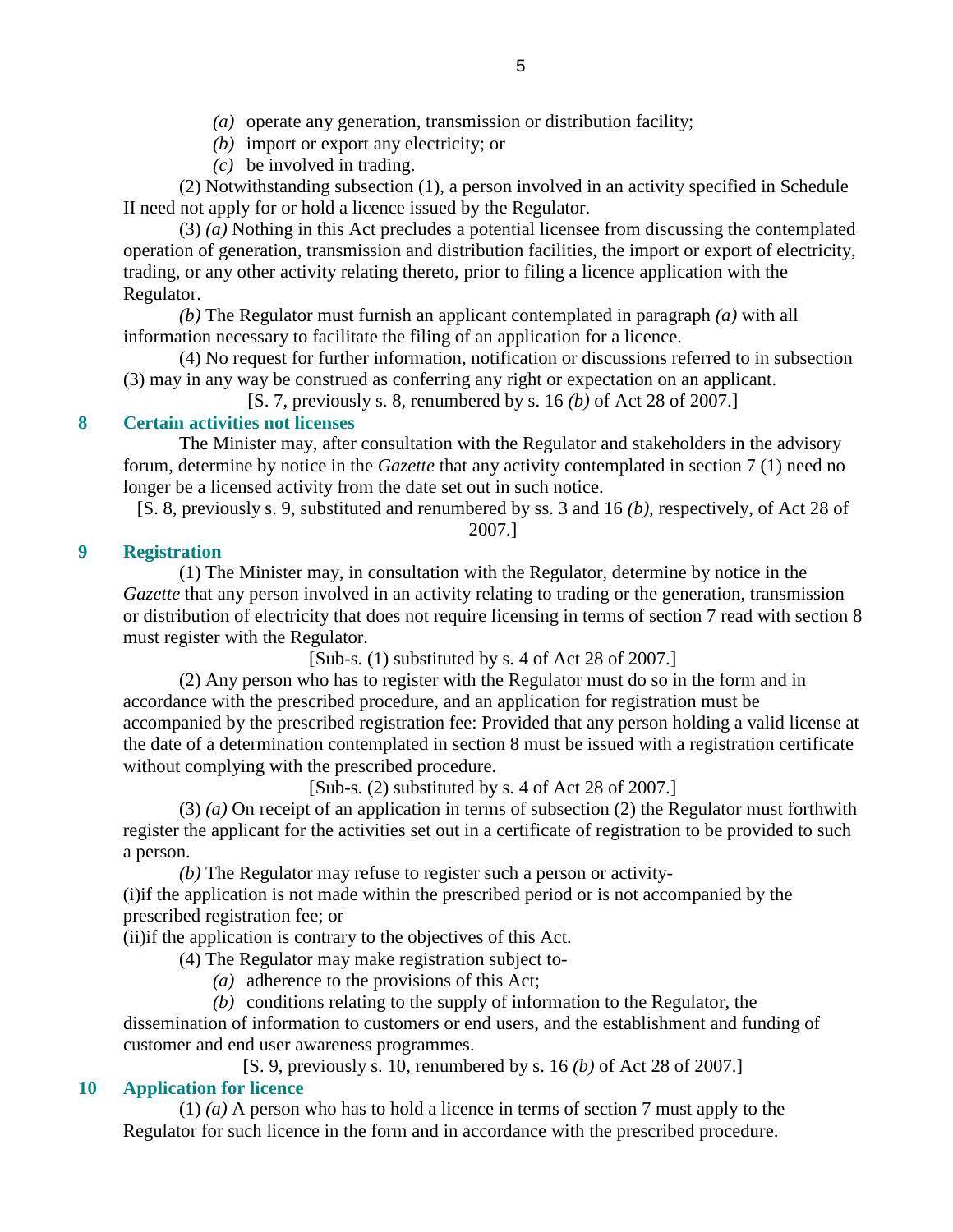*(a)* operate any generation, transmission or distribution facility;

*(b)* import or export any electricity; or

*(c)* be involved in trading.

(2) Notwithstanding subsection (1), a person involved in an activity specified in Schedule II need not apply for or hold a licence issued by the Regulator.

(3) *(a)* Nothing in this Act precludes a potential licensee from discussing the contemplated operation of generation, transmission and distribution facilities, the import or export of electricity, trading, or any other activity relating thereto, prior to filing a licence application with the Regulator.

*(b)* The Regulator must furnish an applicant contemplated in paragraph *(a)* with all information necessary to facilitate the filing of an application for a licence.

(4) No request for further information, notification or discussions referred to in subsection (3) may in any way be construed as conferring any right or expectation on an applicant.

[S. 7, previously s. 8, renumbered by s. 16 *(b)* of Act 28 of 2007.]

## 8 Certain activities not licenses

The Minister may, after consultation with the Regulator and stakeholders in the advisory forum, determine by notice in the *Gazette* that any activity contemplated in section 7 (1) need no longer be a licensed activity from the date set out in such notice.

[S. 8, previously s. 9, substituted and renumbered by ss. 3 and 16 *(b)*, respectively, of Act 28 of 2007.]

## 9 Registration

(1) The Minister may, in consultation with the Regulator, determine by notice in the *Gazette* that any person involved in an activity relating to trading or the generation, transmission or distribution of electricity that does not require licensing in terms of section 7 read with section 8 must register with the Regulator.

[Sub-s. (1) substituted by s. 4 of Act 28 of 2007.]

(2) Any person who has to register with the Regulator must do so in the form and in accordance with the prescribed procedure, and an application for registration must be accompanied by the prescribed registration fee: Provided that any person holding a valid license at the date of a determination contemplated in section 8 must be issued with a registration certificate without complying with the prescribed procedure.

[Sub-s. (2) substituted by s. 4 of Act 28 of 2007.]

(3) *(a)* On receipt of an application in terms of subsection (2) the Regulator must forthwith register the applicant for the activities set out in a certificate of registration to be provided to such a person.

*(b)* The Regulator may refuse to register such a person or activity-

(i)if the application is not made within the prescribed period or is not accompanied by the prescribed registration fee; or

(ii)if the application is contrary to the objectives of this Act.

(4) The Regulator may make registration subject to-

*(a)* adherence to the provisions of this Act;

*(b)* conditions relating to the supply of information to the Regulator, the dissemination of information to customers or end users, and the establishment and funding of customer and end user awareness programmes.

[S. 9, previously s. 10, renumbered by s. 16 *(b)* of Act 28 of 2007.]

## 10 Application for licence

(1) *(a)* A person who has to hold a licence in terms of section 7 must apply to the Regulator for such licence in the form and in accordance with the prescribed procedure.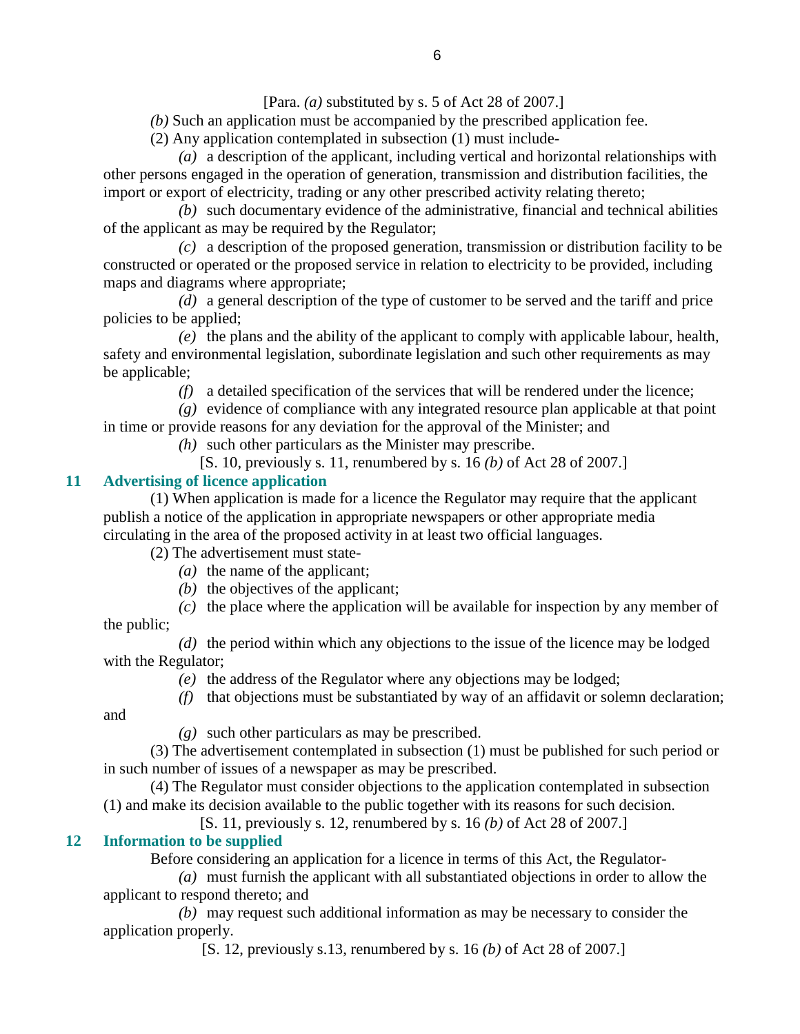[Para. *(a)* substituted by s. 5 of Act 28 of 2007.]

*(b)* Such an application must be accompanied by the prescribed application fee.

(2) Any application contemplated in subsection (1) must include-

*(a)* a description of the applicant, including vertical and horizontal relationships with other persons engaged in the operation of generation, transmission and distribution facilities, the import or export of electricity, trading or any other prescribed activity relating thereto;

*(b)* such documentary evidence of the administrative, financial and technical abilities of the applicant as may be required by the Regulator;

*(c)* a description of the proposed generation, transmission or distribution facility to be constructed or operated or the proposed service in relation to electricity to be provided, including maps and diagrams where appropriate;

*(d)* a general description of the type of customer to be served and the tariff and price policies to be applied;

*(e)* the plans and the ability of the applicant to comply with applicable labour, health, safety and environmental legislation, subordinate legislation and such other requirements as may be applicable;

*(f)* a detailed specification of the services that will be rendered under the licence;

*(g)* evidence of compliance with any integrated resource plan applicable at that point in time or provide reasons for any deviation for the approval of the Minister; and

*(h)* such other particulars as the Minister may prescribe.

[S. 10, previously s. 11, renumbered by s. 16 *(b)* of Act 28 of 2007.]

## 11 Advertising of licence application

(1) When application is made for a licence the Regulator may require that the applicant publish a notice of the application in appropriate newspapers or other appropriate media circulating in the area of the proposed activity in at least two official languages.

(2) The advertisement must state-

*(a)* the name of the applicant;

*(b)* the objectives of the applicant;

*(c)* the place where the application will be available for inspection by any member of the public;

*(d)* the period within which any objections to the issue of the licence may be lodged with the Regulator;

*(e)* the address of the Regulator where any objections may be lodged;

*(f)* that objections must be substantiated by way of an affidavit or solemn declaration; and

*(g)* such other particulars as may be prescribed.

(3) The advertisement contemplated in subsection (1) must be published for such period or in such number of issues of a newspaper as may be prescribed.

(4) The Regulator must consider objections to the application contemplated in subsection (1) and make its decision available to the public together with its reasons for such decision.

[S. 11, previously s. 12, renumbered by s. 16 *(b)* of Act 28 of 2007.]

## 12 Information to be supplied

Before considering an application for a licence in terms of this Act, the Regulator-

*(a)* must furnish the applicant with all substantiated objections in order to allow the applicant to respond thereto; and

*(b)* may request such additional information as may be necessary to consider the application properly.

[S. 12, previously s.13, renumbered by s. 16 *(b)* of Act 28 of 2007.]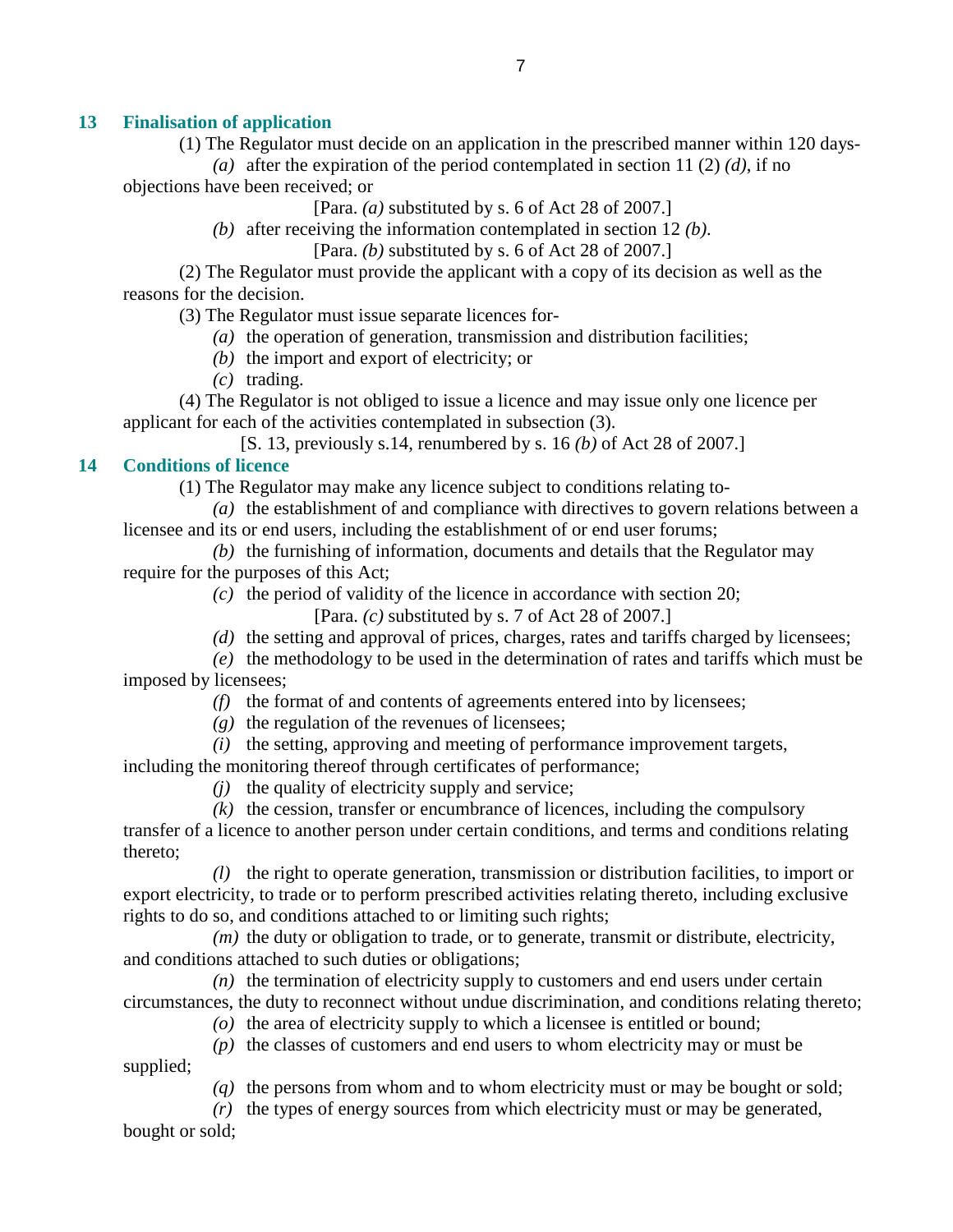## 13 Finalisation of application

(1) The Regulator must decide on an application in the prescribed manner within 120 days-

*(a)* after the expiration of the period contemplated in section 11 (2) *(d)*, if no objections have been received; or

[Para. *(a)* substituted by s. 6 of Act 28 of 2007.]

*(b)* after receiving the information contemplated in section 12 *(b)*.

[Para. *(b)* substituted by s. 6 of Act 28 of 2007.]

(2) The Regulator must provide the applicant with a copy of its decision as well as the reasons for the decision.

(3) The Regulator must issue separate licences for-

*(a)* the operation of generation, transmission and distribution facilities;

*(b)* the import and export of electricity; or

*(c)* trading.

(4) The Regulator is not obliged to issue a licence and may issue only one licence per applicant for each of the activities contemplated in subsection (3).

[S. 13, previously s.14, renumbered by s. 16 *(b)* of Act 28 of 2007.]

## 14 Conditions of licence

(1) The Regulator may make any licence subject to conditions relating to-

*(a)* the establishment of and compliance with directives to govern relations between a licensee and its or end users, including the establishment of or end user forums;

*(b)* the furnishing of information, documents and details that the Regulator may require for the purposes of this Act;

*(c)* the period of validity of the licence in accordance with section 20;

[Para. *(c)* substituted by s. 7 of Act 28 of 2007.]

*(d)* the setting and approval of prices, charges, rates and tariffs charged by licensees;

*(e)* the methodology to be used in the determination of rates and tariffs which must be imposed by licensees;

*(f)* the format of and contents of agreements entered into by licensees;

*(g)* the regulation of the revenues of licensees;

*(i)* the setting, approving and meeting of performance improvement targets, including the monitoring thereof through certificates of performance;

*(j)* the quality of electricity supply and service;

*(k)* the cession, transfer or encumbrance of licences, including the compulsory transfer of a licence to another person under certain conditions, and terms and conditions relating thereto;

*(l)* the right to operate generation, transmission or distribution facilities, to import or export electricity, to trade or to perform prescribed activities relating thereto, including exclusive rights to do so, and conditions attached to or limiting such rights;

*(m)* the duty or obligation to trade, or to generate, transmit or distribute, electricity, and conditions attached to such duties or obligations;

*(n)* the termination of electricity supply to customers and end users under certain circumstances, the duty to reconnect without undue discrimination, and conditions relating thereto;

*(o)* the area of electricity supply to which a licensee is entitled or bound;

*(p)* the classes of customers and end users to whom electricity may or must be supplied;

*(q)* the persons from whom and to whom electricity must or may be bought or sold;

*(r)* the types of energy sources from which electricity must or may be generated, bought or sold;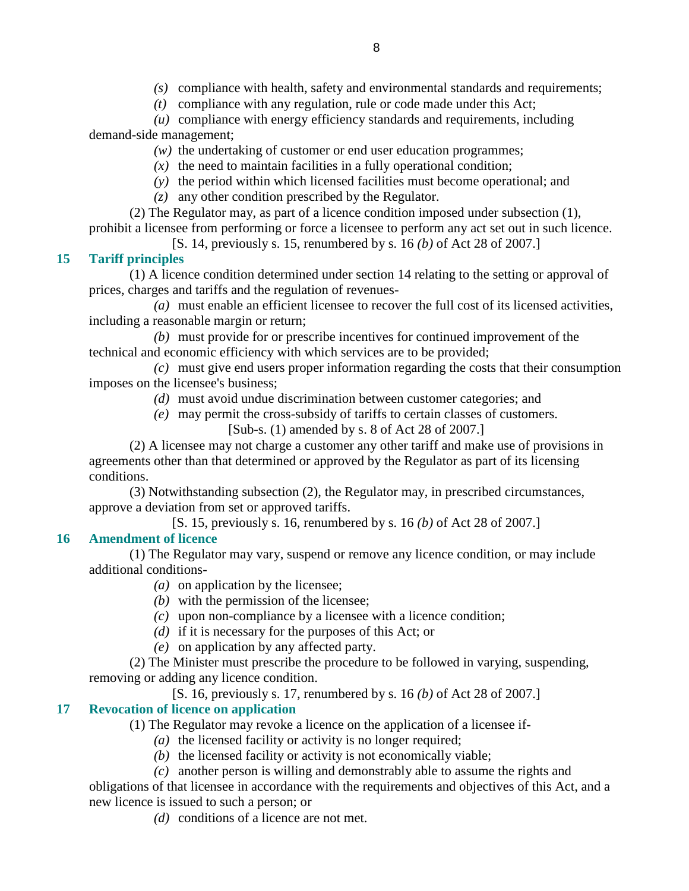*(s)* compliance with health, safety and environmental standards and requirements;

*(t)* compliance with any regulation, rule or code made under this Act;

*(u)* compliance with energy efficiency standards and requirements, including demand-side management;

*(w)* the undertaking of customer or end user education programmes;

*(x)* the need to maintain facilities in a fully operational condition;

*(y)* the period within which licensed facilities must become operational; and

*(z)* any other condition prescribed by the Regulator.

(2) The Regulator may, as part of a licence condition imposed under subsection (1), prohibit a licensee from performing or force a licensee to perform any act set out in such licence.

[S. 14, previously s. 15, renumbered by s. 16 *(b)* of Act 28 of 2007.]

## 15 Tariff principles

(1) A licence condition determined under section 14 relating to the setting or approval of prices, charges and tariffs and the regulation of revenues-

*(a)* must enable an efficient licensee to recover the full cost of its licensed activities, including a reasonable margin or return;

*(b)* must provide for or prescribe incentives for continued improvement of the technical and economic efficiency with which services are to be provided;

*(c)* must give end users proper information regarding the costs that their consumption imposes on the licensee's business;

*(d)* must avoid undue discrimination between customer categories; and

*(e)* may permit the cross-subsidy of tariffs to certain classes of customers.

[Sub-s. (1) amended by s. 8 of Act 28 of 2007.]

(2) A licensee may not charge a customer any other tariff and make use of provisions in agreements other than that determined or approved by the Regulator as part of its licensing conditions.

(3) Notwithstanding subsection (2), the Regulator may, in prescribed circumstances, approve a deviation from set or approved tariffs.

[S. 15, previously s. 16, renumbered by s. 16 *(b)* of Act 28 of 2007.]

## 16 Amendment of licence

(1) The Regulator may vary, suspend or remove any licence condition, or may include additional conditions-

*(a)* on application by the licensee;

*(b)* with the permission of the licensee;

*(c)* upon non-compliance by a licensee with a licence condition;

*(d)* if it is necessary for the purposes of this Act; or

*(e)* on application by any affected party.

(2) The Minister must prescribe the procedure to be followed in varying, suspending, removing or adding any licence condition.

[S. 16, previously s. 17, renumbered by s. 16 *(b)* of Act 28 of 2007.]

## 17 Revocation of licence on application

(1) The Regulator may revoke a licence on the application of a licensee if-

*(a)* the licensed facility or activity is no longer required;

*(b)* the licensed facility or activity is not economically viable;

*(c)* another person is willing and demonstrably able to assume the rights and obligations of that licensee in accordance with the requirements and objectives of this Act, and a new licence is issued to such a person; or

*(d)* conditions of a licence are not met.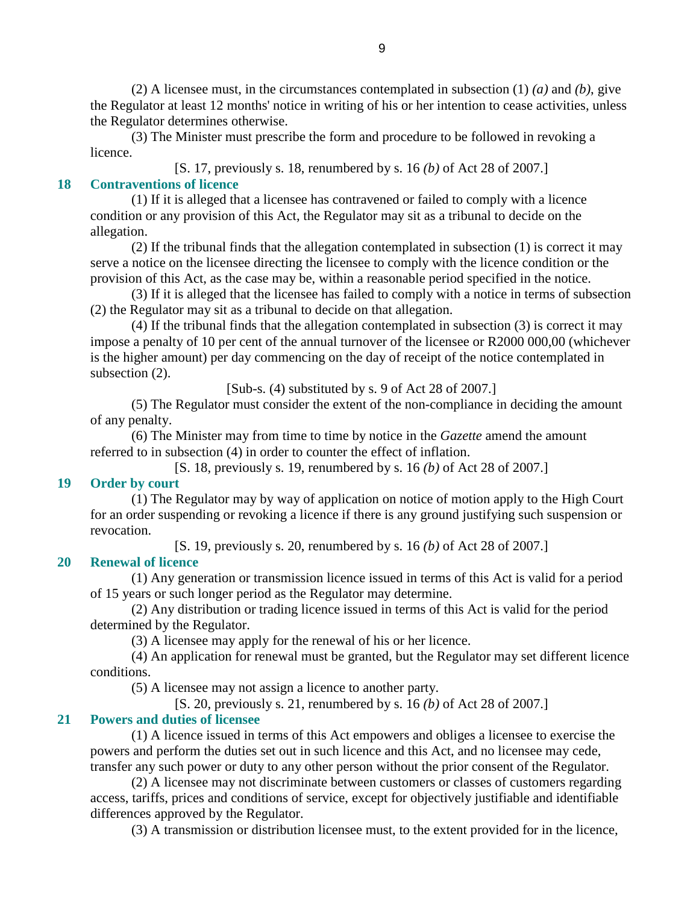(2) A licensee must, in the circumstances contemplated in subsection (1) *(a)* and *(b)*, give the Regulator at least 12 months' notice in writing of his or her intention to cease activities, unless the Regulator determines otherwise.

(3) The Minister must prescribe the form and procedure to be followed in revoking a licence.

[S. 17, previously s. 18, renumbered by s. 16 *(b)* of Act 28 of 2007.]

### 18 Contraventions of licence

(1) If it is alleged that a licensee has contravened or failed to comply with a licence condition or any provision of this Act, the Regulator may sit as a tribunal to decide on the allegation.

(2) If the tribunal finds that the allegation contemplated in subsection (1) is correct it may serve a notice on the licensee directing the licensee to comply with the licence condition or the provision of this Act, as the case may be, within a reasonable period specified in the notice.

(3) If it is alleged that the licensee has failed to comply with a notice in terms of subsection (2) the Regulator may sit as a tribunal to decide on that allegation.

(4) If the tribunal finds that the allegation contemplated in subsection (3) is correct it may impose a penalty of 10 per cent of the annual turnover of the licensee or R2000 000,00 (whichever is the higher amount) per day commencing on the day of receipt of the notice contemplated in subsection (2).

[Sub-s. (4) substituted by s. 9 of Act 28 of 2007.]

(5) The Regulator must consider the extent of the non-compliance in deciding the amount of any penalty.

(6) The Minister may from time to time by notice in the *Gazette* amend the amount referred to in subsection (4) in order to counter the effect of inflation.

[S. 18, previously s. 19, renumbered by s. 16 *(b)* of Act 28 of 2007.]

### 19 Order by court

(1) The Regulator may by way of application on notice of motion apply to the High Court for an order suspending or revoking a licence if there is any ground justifying such suspension or revocation.

[S. 19, previously s. 20, renumbered by s. 16 *(b)* of Act 28 of 2007.]

### 20 Renewal of licence

(1) Any generation or transmission licence issued in terms of this Act is valid for a period of 15 years or such longer period as the Regulator may determine.

(2) Any distribution or trading licence issued in terms of this Act is valid for the period determined by the Regulator.

(3) A licensee may apply for the renewal of his or her licence.

(4) An application for renewal must be granted, but the Regulator may set different licence conditions.

(5) A licensee may not assign a licence to another party.

[S. 20, previously s. 21, renumbered by s. 16 *(b)* of Act 28 of 2007.]

### 21 Powers and duties of licensee

(1) A licence issued in terms of this Act empowers and obliges a licensee to exercise the powers and perform the duties set out in such licence and this Act, and no licensee may cede, transfer any such power or duty to any other person without the prior consent of the Regulator.

(2) A licensee may not discriminate between customers or classes of customers regarding access, tariffs, prices and conditions of service, except for objectively justifiable and identifiable differences approved by the Regulator.

(3) A transmission or distribution licensee must, to the extent provided for in the licence,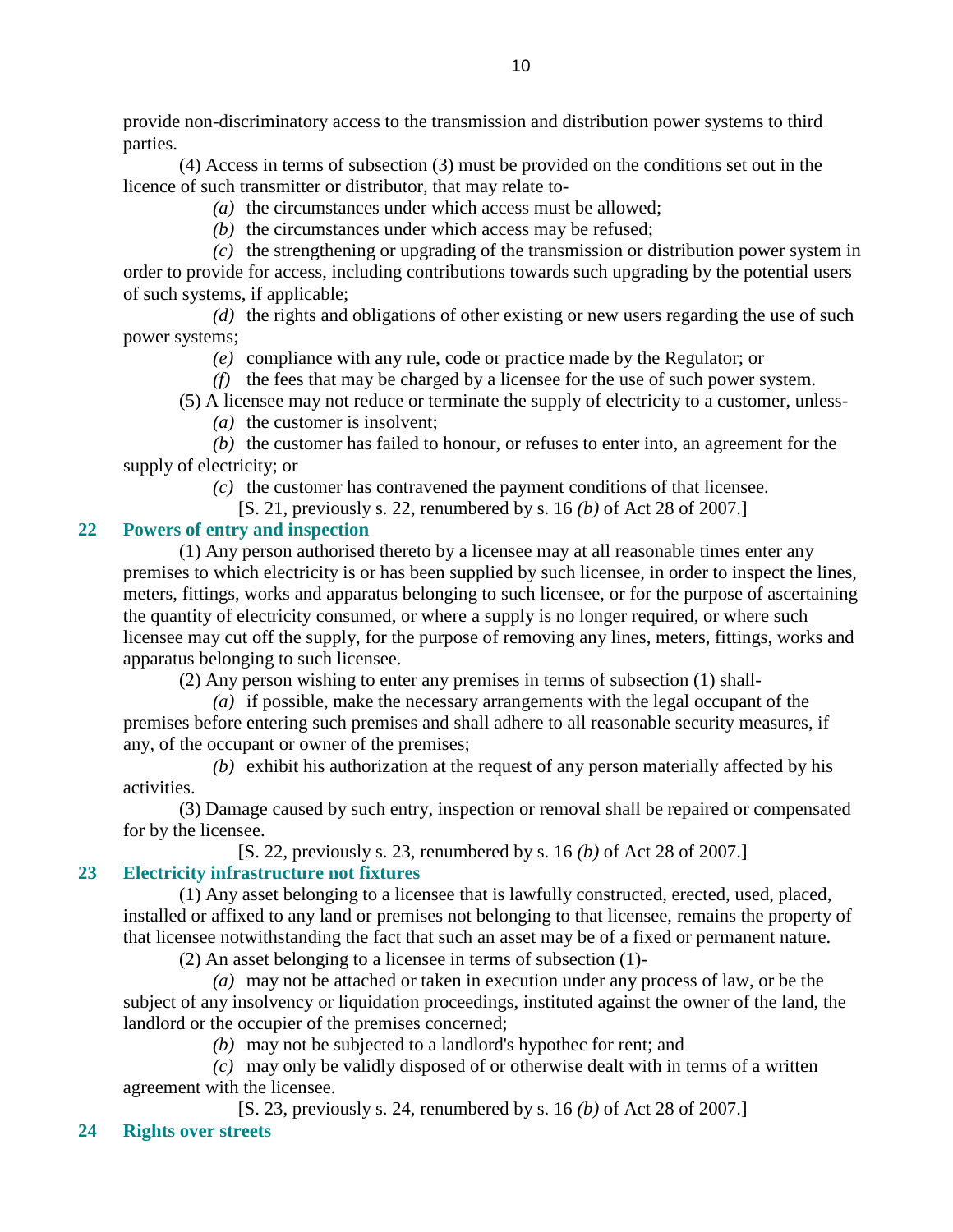provide non-discriminatory access to the transmission and distribution power systems to third parties.

(4) Access in terms of subsection (3) must be provided on the conditions set out in the licence of such transmitter or distributor, that may relate to-

*(a)* the circumstances under which access must be allowed;

*(b)* the circumstances under which access may be refused;

*(c)* the strengthening or upgrading of the transmission or distribution power system in order to provide for access, including contributions towards such upgrading by the potential users of such systems, if applicable;

*(d)* the rights and obligations of other existing or new users regarding the use of such power systems;

*(e)* compliance with any rule, code or practice made by the Regulator; or

*(f)* the fees that may be charged by a licensee for the use of such power system.

(5) A licensee may not reduce or terminate the supply of electricity to a customer, unless-

*(a)* the customer is insolvent;

*(b)* the customer has failed to honour, or refuses to enter into, an agreement for the supply of electricity; or

*(c)* the customer has contravened the payment conditions of that licensee.

[S. 21, previously s. 22, renumbered by s. 16 *(b)* of Act 28 of 2007.]

## 22 Powers of entry and inspection

(1) Any person authorised thereto by a licensee may at all reasonable times enter any premises to which electricity is or has been supplied by such licensee, in order to inspect the lines, meters, fittings, works and apparatus belonging to such licensee, or for the purpose of ascertaining the quantity of electricity consumed, or where a supply is no longer required, or where such licensee may cut off the supply, for the purpose of removing any lines, meters, fittings, works and apparatus belonging to such licensee.

(2) Any person wishing to enter any premises in terms of subsection (1) shall-

*(a)* if possible, make the necessary arrangements with the legal occupant of the premises before entering such premises and shall adhere to all reasonable security measures, if any, of the occupant or owner of the premises;

*(b)* exhibit his authorization at the request of any person materially affected by his activities.

(3) Damage caused by such entry, inspection or removal shall be repaired or compensated for by the licensee.

[S. 22, previously s. 23, renumbered by s. 16 *(b)* of Act 28 of 2007.]

## 23 Electricity infrastructure not fixtures

(1) Any asset belonging to a licensee that is lawfully constructed, erected, used, placed, installed or affixed to any land or premises not belonging to that licensee, remains the property of that licensee notwithstanding the fact that such an asset may be of a fixed or permanent nature.

(2) An asset belonging to a licensee in terms of subsection (1)-

*(a)* may not be attached or taken in execution under any process of law, or be the subject of any insolvency or liquidation proceedings, instituted against the owner of the land, the landlord or the occupier of the premises concerned;

*(b)* may not be subjected to a landlord's hypothec for rent; and

*(c)* may only be validly disposed of or otherwise dealt with in terms of a written agreement with the licensee.

[S. 23, previously s. 24, renumbered by s. 16 *(b)* of Act 28 of 2007.]

## 24 Rights over streets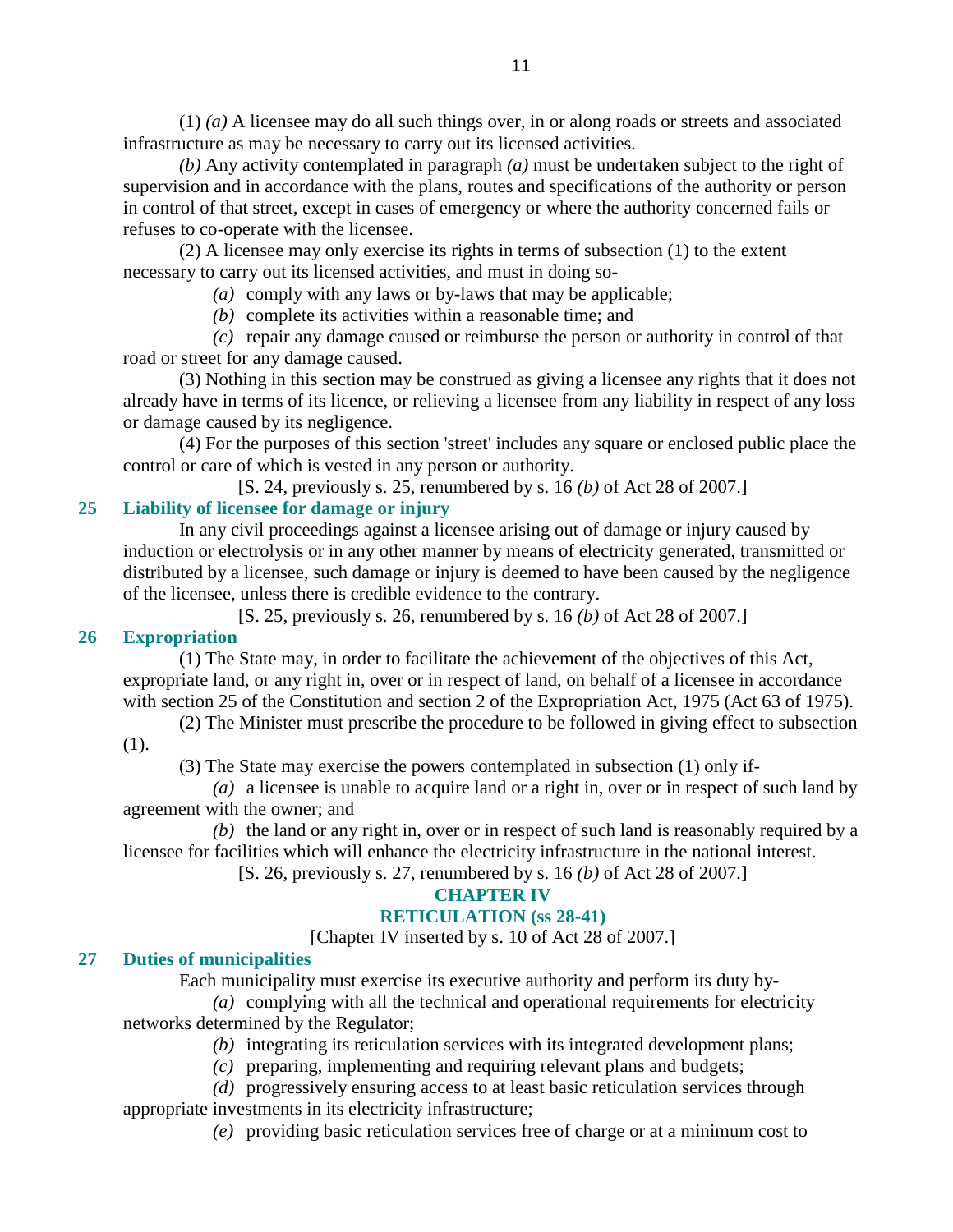(1) *(a)* A licensee may do all such things over, in or along roads or streets and associated infrastructure as may be necessary to carry out its licensed activities.

*(b)* Any activity contemplated in paragraph *(a)* must be undertaken subject to the right of supervision and in accordance with the plans, routes and specifications of the authority or person in control of that street, except in cases of emergency or where the authority concerned fails or refuses to co-operate with the licensee.

(2) A licensee may only exercise its rights in terms of subsection (1) to the extent necessary to carry out its licensed activities, and must in doing so-

*(a)* comply with any laws or by-laws that may be applicable;

*(b)* complete its activities within a reasonable time; and

*(c)* repair any damage caused or reimburse the person or authority in control of that road or street for any damage caused.

(3) Nothing in this section may be construed as giving a licensee any rights that it does not already have in terms of its licence, or relieving a licensee from any liability in respect of any loss or damage caused by its negligence.

(4) For the purposes of this section 'street' includes any square or enclosed public place the control or care of which is vested in any person or authority.

[S. 24, previously s. 25, renumbered by s. 16 *(b)* of Act 28 of 2007.]

### 25 Liability of licensee for damage or injury

In any civil proceedings against a licensee arising out of damage or injury caused by induction or electrolysis or in any other manner by means of electricity generated, transmitted or distributed by a licensee, such damage or injury is deemed to have been caused by the negligence of the licensee, unless there is credible evidence to the contrary.

[S. 25, previously s. 26, renumbered by s. 16 *(b)* of Act 28 of 2007.]

### 26 Expropriation

(1) The State may, in order to facilitate the achievement of the objectives of this Act, expropriate land, or any right in, over or in respect of land, on behalf of a licensee in accordance with section 25 of the Constitution and section 2 of the Expropriation Act, 1975 (Act 63 of 1975).

(2) The Minister must prescribe the procedure to be followed in giving effect to subsection (1).

(3) The State may exercise the powers contemplated in subsection (1) only if-

*(a)* a licensee is unable to acquire land or a right in, over or in respect of such land by agreement with the owner; and

*(b)* the land or any right in, over or in respect of such land is reasonably required by a licensee for facilities which will enhance the electricity infrastructure in the national interest.

[S. 26, previously s. 27, renumbered by s. 16 *(b)* of Act 28 of 2007.]

## CHAPTER IV
## RETICULATION (ss 28-41)

[Chapter IV inserted by s. 10 of Act 28 of 2007.]

### 27 Duties of municipalities

Each municipality must exercise its executive authority and perform its duty by-

*(a)* complying with all the technical and operational requirements for electricity networks determined by the Regulator;

*(b)* integrating its reticulation services with its integrated development plans;

*(c)* preparing, implementing and requiring relevant plans and budgets;

*(d)* progressively ensuring access to at least basic reticulation services through appropriate investments in its electricity infrastructure;

*(e)* providing basic reticulation services free of charge or at a minimum cost to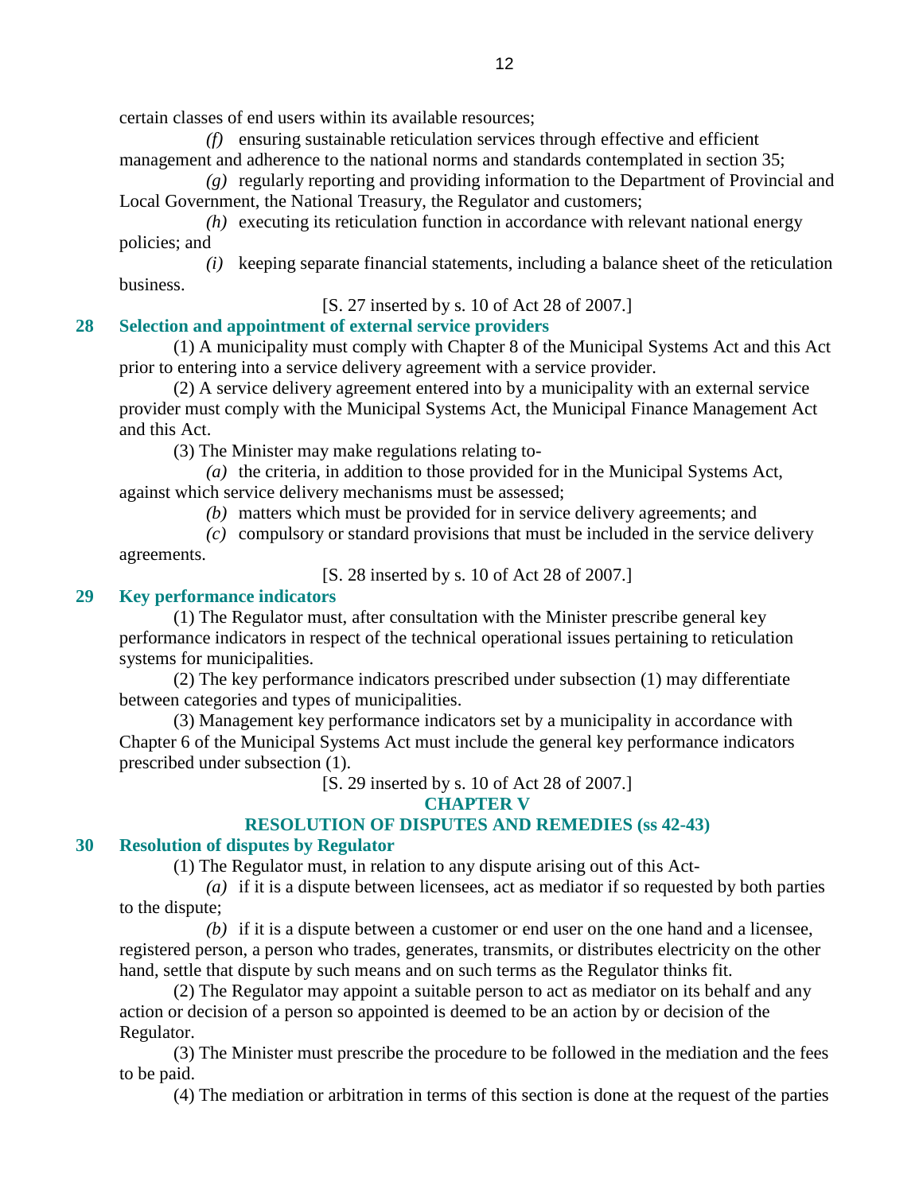certain classes of end users within its available resources;

*(f)* ensuring sustainable reticulation services through effective and efficient management and adherence to the national norms and standards contemplated in section 35;

*(g)* regularly reporting and providing information to the Department of Provincial and Local Government, the National Treasury, the Regulator and customers;

*(h)* executing its reticulation function in accordance with relevant national energy policies; and

*(i)* keeping separate financial statements, including a balance sheet of the reticulation business.

[S. 27 inserted by s. 10 of Act 28 of 2007.]

### 28 Selection and appointment of external service providers

(1) A municipality must comply with Chapter 8 of the Municipal Systems Act and this Act prior to entering into a service delivery agreement with a service provider.

(2) A service delivery agreement entered into by a municipality with an external service provider must comply with the Municipal Systems Act, the Municipal Finance Management Act and this Act.

(3) The Minister may make regulations relating to-

*(a)* the criteria, in addition to those provided for in the Municipal Systems Act, against which service delivery mechanisms must be assessed;

*(b)* matters which must be provided for in service delivery agreements; and

*(c)* compulsory or standard provisions that must be included in the service delivery agreements.

[S. 28 inserted by s. 10 of Act 28 of 2007.]

### 29 Key performance indicators

(1) The Regulator must, after consultation with the Minister prescribe general key performance indicators in respect of the technical operational issues pertaining to reticulation systems for municipalities.

(2) The key performance indicators prescribed under subsection (1) may differentiate between categories and types of municipalities.

(3) Management key performance indicators set by a municipality in accordance with Chapter 6 of the Municipal Systems Act must include the general key performance indicators prescribed under subsection (1).

[S. 29 inserted by s. 10 of Act 28 of 2007.]

## CHAPTER V

## RESOLUTION OF DISPUTES AND REMEDIES (ss 42-43)

### 30 Resolution of disputes by Regulator

(1) The Regulator must, in relation to any dispute arising out of this Act-

*(a)* if it is a dispute between licensees, act as mediator if so requested by both parties to the dispute;

*(b)* if it is a dispute between a customer or end user on the one hand and a licensee, registered person, a person who trades, generates, transmits, or distributes electricity on the other hand, settle that dispute by such means and on such terms as the Regulator thinks fit.

(2) The Regulator may appoint a suitable person to act as mediator on its behalf and any action or decision of a person so appointed is deemed to be an action by or decision of the Regulator.

(3) The Minister must prescribe the procedure to be followed in the mediation and the fees to be paid.

(4) The mediation or arbitration in terms of this section is done at the request of the parties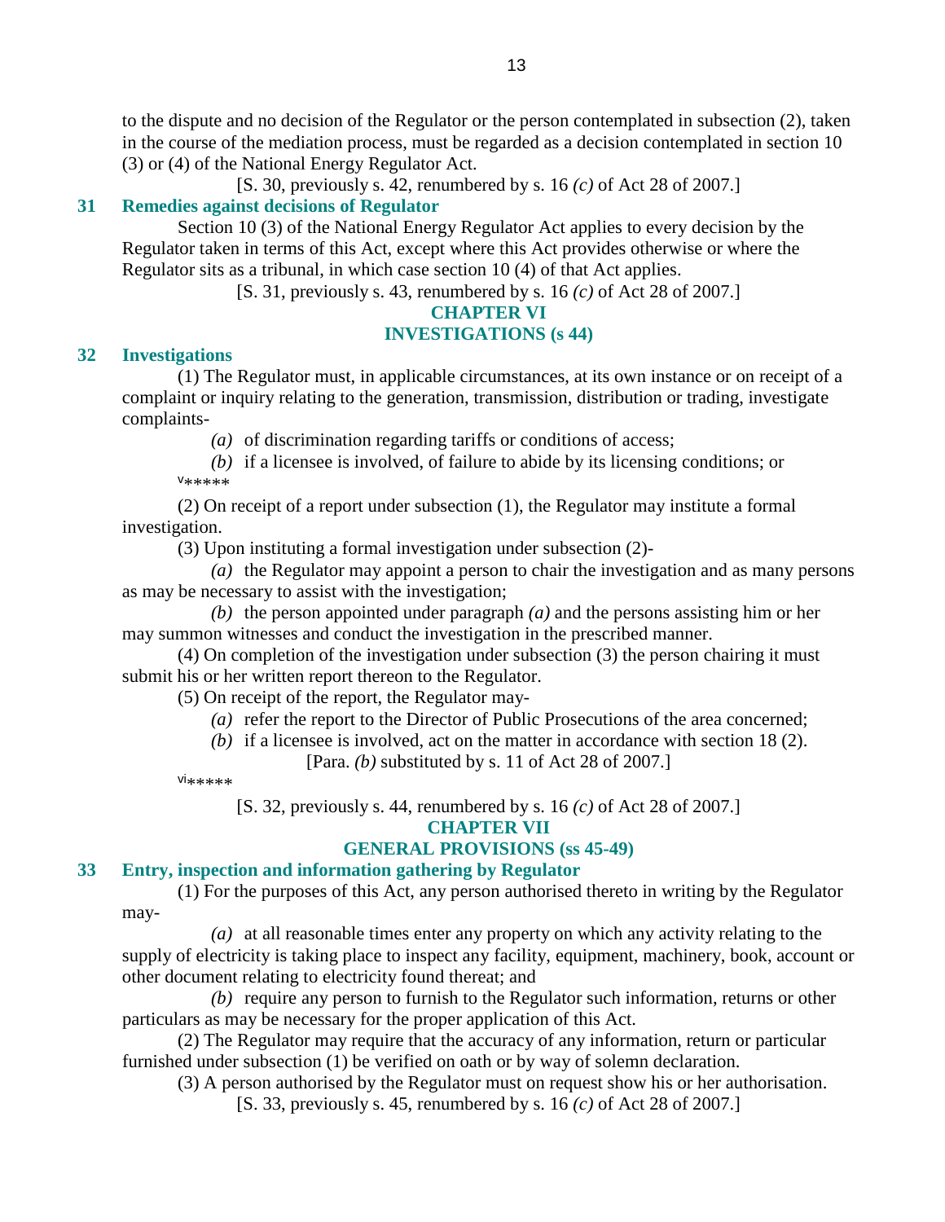to the dispute and no decision of the Regulator or the person contemplated in subsection (2), taken in the course of the mediation process, must be regarded as a decision contemplated in section 10 (3) or (4) of the National Energy Regulator Act.

[S. 30, previously s. 42, renumbered by s. 16 *(c)* of Act 28 of 2007.]

## 31 Remedies against decisions of Regulator

Section 10 (3) of the National Energy Regulator Act applies to every decision by the Regulator taken in terms of this Act, except where this Act provides otherwise or where the Regulator sits as a tribunal, in which case section 10 (4) of that Act applies.

[S. 31, previously s. 43, renumbered by s. 16 *(c)* of Act 28 of 2007.]

## CHAPTER VI
## INVESTIGATIONS (s 44)

## 32 Investigations

(1) The Regulator must, in applicable circumstances, at its own instance or on receipt of a complaint or inquiry relating to the generation, transmission, distribution or trading, investigate complaints-

*(a)* of discrimination regarding tariffs or conditions of access;

*(b)* if a licensee is involved, of failure to abide by its licensing conditions; or

[v]*****

(2) On receipt of a report under subsection (1), the Regulator may institute a formal investigation.

(3) Upon instituting a formal investigation under subsection (2)-

*(a)* the Regulator may appoint a person to chair the investigation and as many persons as may be necessary to assist with the investigation;

*(b)* the person appointed under paragraph *(a)* and the persons assisting him or her may summon witnesses and conduct the investigation in the prescribed manner.

(4) On completion of the investigation under subsection (3) the person chairing it must submit his or her written report thereon to the Regulator.

(5) On receipt of the report, the Regulator may-

*(a)* refer the report to the Director of Public Prosecutions of the area concerned;

*(b)* if a licensee is involved, act on the matter in accordance with section 18 (2).

[Para. *(b)* substituted by s. 11 of Act 28 of 2007.]

[vi]*****

[S. 32, previously s. 44, renumbered by s. 16 *(c)* of Act 28 of 2007.]

## CHAPTER VII
## GENERAL PROVISIONS (ss 45-49)

## 33 Entry, inspection and information gathering by Regulator

(1) For the purposes of this Act, any person authorised thereto in writing by the Regulator may-

*(a)* at all reasonable times enter any property on which any activity relating to the supply of electricity is taking place to inspect any facility, equipment, machinery, book, account or other document relating to electricity found thereat; and

*(b)* require any person to furnish to the Regulator such information, returns or other particulars as may be necessary for the proper application of this Act.

(2) The Regulator may require that the accuracy of any information, return or particular furnished under subsection (1) be verified on oath or by way of solemn declaration.

(3) A person authorised by the Regulator must on request show his or her authorisation.

[S. 33, previously s. 45, renumbered by s. 16 *(c)* of Act 28 of 2007.]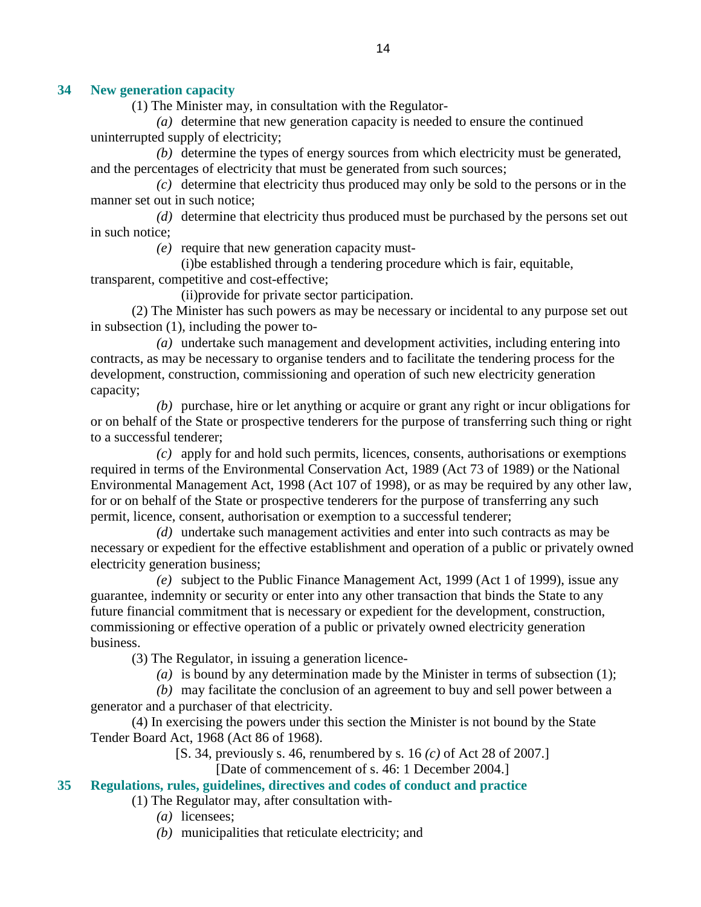## 34 New generation capacity

(1) The Minister may, in consultation with the Regulator-

*(a)* determine that new generation capacity is needed to ensure the continued uninterrupted supply of electricity;

*(b)* determine the types of energy sources from which electricity must be generated, and the percentages of electricity that must be generated from such sources;

*(c)* determine that electricity thus produced may only be sold to the persons or in the manner set out in such notice;

*(d)* determine that electricity thus produced must be purchased by the persons set out in such notice;

*(e)* require that new generation capacity must-

(i)be established through a tendering procedure which is fair, equitable, transparent, competitive and cost-effective;

(ii)provide for private sector participation.

(2) The Minister has such powers as may be necessary or incidental to any purpose set out in subsection (1), including the power to-

*(a)* undertake such management and development activities, including entering into contracts, as may be necessary to organise tenders and to facilitate the tendering process for the development, construction, commissioning and operation of such new electricity generation capacity;

*(b)* purchase, hire or let anything or acquire or grant any right or incur obligations for or on behalf of the State or prospective tenderers for the purpose of transferring such thing or right to a successful tenderer;

*(c)* apply for and hold such permits, licences, consents, authorisations or exemptions required in terms of the Environmental Conservation Act, 1989 (Act 73 of 1989) or the National Environmental Management Act, 1998 (Act 107 of 1998), or as may be required by any other law, for or on behalf of the State or prospective tenderers for the purpose of transferring any such permit, licence, consent, authorisation or exemption to a successful tenderer;

*(d)* undertake such management activities and enter into such contracts as may be necessary or expedient for the effective establishment and operation of a public or privately owned electricity generation business;

*(e)* subject to the Public Finance Management Act, 1999 (Act 1 of 1999), issue any guarantee, indemnity or security or enter into any other transaction that binds the State to any future financial commitment that is necessary or expedient for the development, construction, commissioning or effective operation of a public or privately owned electricity generation business.

(3) The Regulator, in issuing a generation licence-

*(a)* is bound by any determination made by the Minister in terms of subsection (1);

*(b)* may facilitate the conclusion of an agreement to buy and sell power between a generator and a purchaser of that electricity.

(4) In exercising the powers under this section the Minister is not bound by the State Tender Board Act, 1968 (Act 86 of 1968).

[S. 34, previously s. 46, renumbered by s. 16 *(c)* of Act 28 of 2007.]

[Date of commencement of s. 46: 1 December 2004.]

## 35 Regulations, rules, guidelines, directives and codes of conduct and practice

(1) The Regulator may, after consultation with-

*(a)* licensees;

*(b)* municipalities that reticulate electricity; and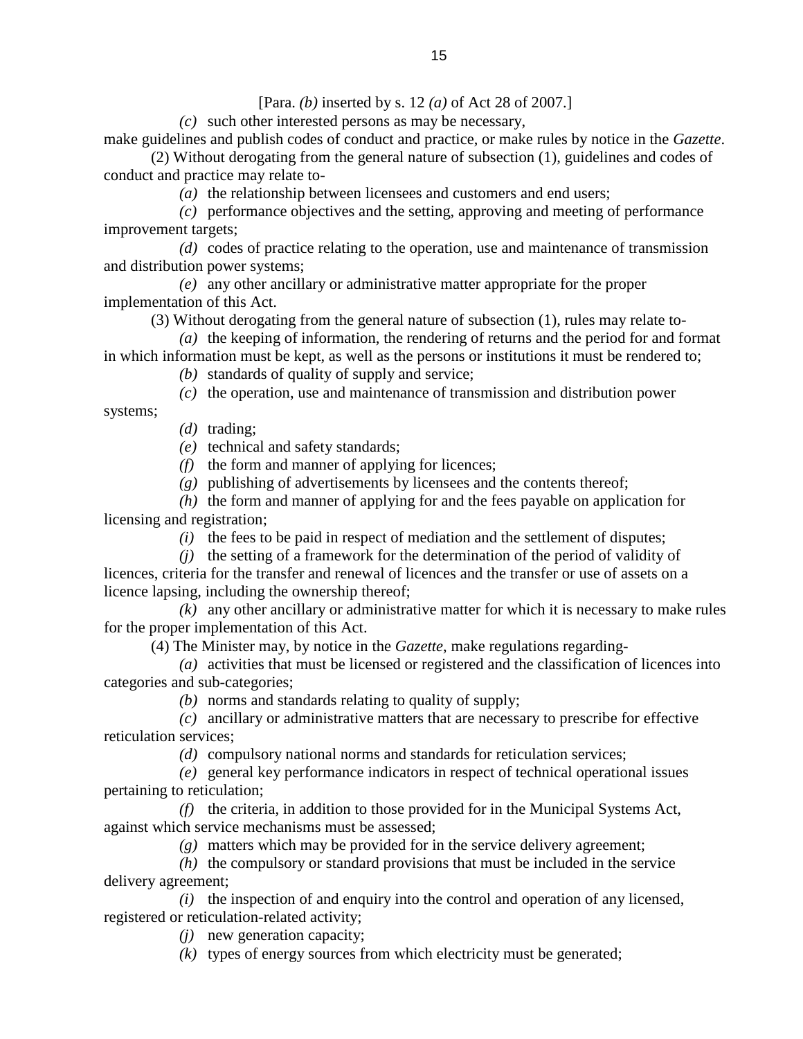[Para. *(b)* inserted by s. 12 *(a)* of Act 28 of 2007.]

*(c)* such other interested persons as may be necessary,

make guidelines and publish codes of conduct and practice, or make rules by notice in the *Gazette*.

(2) Without derogating from the general nature of subsection (1), guidelines and codes of conduct and practice may relate to-

*(a)* the relationship between licensees and customers and end users;

*(c)* performance objectives and the setting, approving and meeting of performance improvement targets;

*(d)* codes of practice relating to the operation, use and maintenance of transmission and distribution power systems;

*(e)* any other ancillary or administrative matter appropriate for the proper implementation of this Act.

(3) Without derogating from the general nature of subsection (1), rules may relate to-

*(a)* the keeping of information, the rendering of returns and the period for and format in which information must be kept, as well as the persons or institutions it must be rendered to;

*(b)* standards of quality of supply and service;

*(c)* the operation, use and maintenance of transmission and distribution power systems;

*(d)* trading;

*(e)* technical and safety standards;

*(f)* the form and manner of applying for licences;

*(g)* publishing of advertisements by licensees and the contents thereof;

*(h)* the form and manner of applying for and the fees payable on application for licensing and registration;

*(i)* the fees to be paid in respect of mediation and the settlement of disputes;

*(j)* the setting of a framework for the determination of the period of validity of licences, criteria for the transfer and renewal of licences and the transfer or use of assets on a licence lapsing, including the ownership thereof;

*(k)* any other ancillary or administrative matter for which it is necessary to make rules for the proper implementation of this Act.

(4) The Minister may, by notice in the *Gazette*, make regulations regarding-

*(a)* activities that must be licensed or registered and the classification of licences into categories and sub-categories;

*(b)* norms and standards relating to quality of supply;

*(c)* ancillary or administrative matters that are necessary to prescribe for effective reticulation services;

*(d)* compulsory national norms and standards for reticulation services;

*(e)* general key performance indicators in respect of technical operational issues pertaining to reticulation;

*(f)* the criteria, in addition to those provided for in the Municipal Systems Act, against which service mechanisms must be assessed;

*(g)* matters which may be provided for in the service delivery agreement;

*(h)* the compulsory or standard provisions that must be included in the service delivery agreement;

*(i)* the inspection of and enquiry into the control and operation of any licensed, registered or reticulation-related activity;

*(j)* new generation capacity;

*(k)* types of energy sources from which electricity must be generated;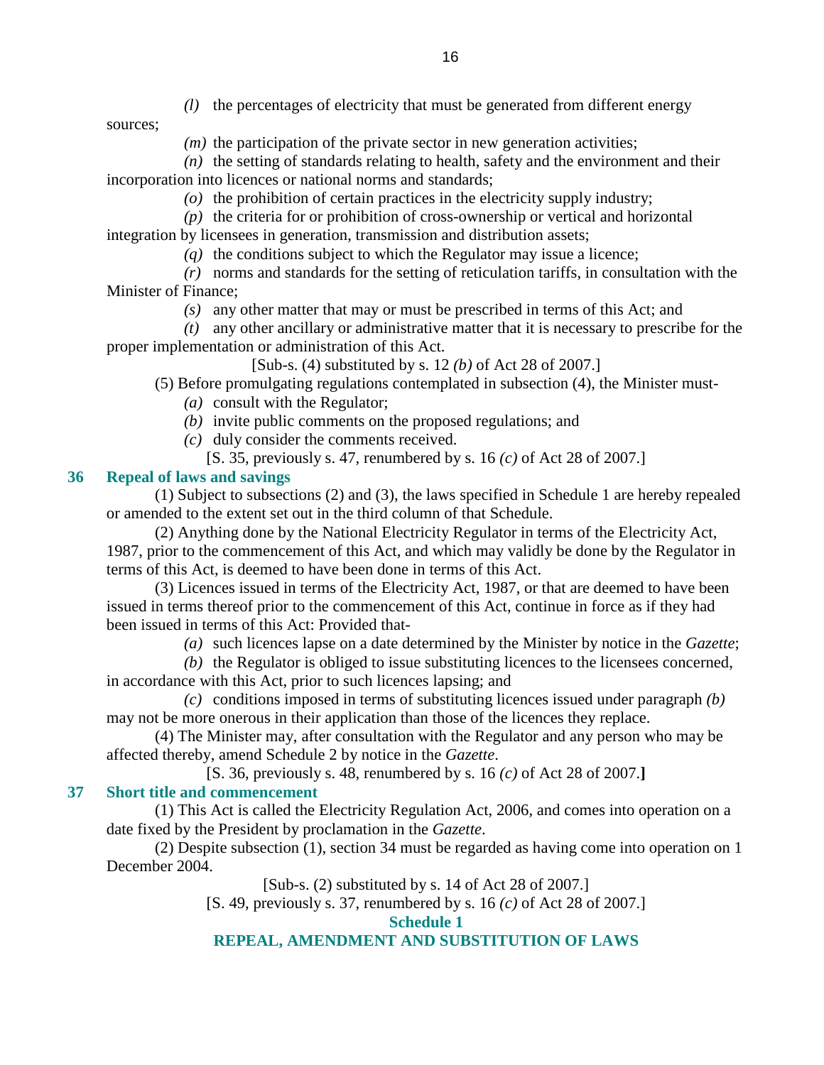*(l)* the percentages of electricity that must be generated from different energy sources;

*(m)* the participation of the private sector in new generation activities;

*(n)* the setting of standards relating to health, safety and the environment and their incorporation into licences or national norms and standards;

*(o)* the prohibition of certain practices in the electricity supply industry;

*(p)* the criteria for or prohibition of cross-ownership or vertical and horizontal integration by licensees in generation, transmission and distribution assets;

*(q)* the conditions subject to which the Regulator may issue a licence;

*(r)* norms and standards for the setting of reticulation tariffs, in consultation with the Minister of Finance;

*(s)* any other matter that may or must be prescribed in terms of this Act; and

*(t)* any other ancillary or administrative matter that it is necessary to prescribe for the proper implementation or administration of this Act.

[Sub-s. (4) substituted by s. 12 *(b)* of Act 28 of 2007.]

(5) Before promulgating regulations contemplated in subsection (4), the Minister must-

*(a)* consult with the Regulator;

*(b)* invite public comments on the proposed regulations; and

*(c)* duly consider the comments received.

[S. 35, previously s. 47, renumbered by s. 16 *(c)* of Act 28 of 2007.]

## 36 Repeal of laws and savings

(1) Subject to subsections (2) and (3), the laws specified in Schedule 1 are hereby repealed or amended to the extent set out in the third column of that Schedule.

(2) Anything done by the National Electricity Regulator in terms of the Electricity Act, 1987, prior to the commencement of this Act, and which may validly be done by the Regulator in terms of this Act, is deemed to have been done in terms of this Act.

(3) Licences issued in terms of the Electricity Act, 1987, or that are deemed to have been issued in terms thereof prior to the commencement of this Act, continue in force as if they had been issued in terms of this Act: Provided that-

*(a)* such licences lapse on a date determined by the Minister by notice in the *Gazette*;

*(b)* the Regulator is obliged to issue substituting licences to the licensees concerned, in accordance with this Act, prior to such licences lapsing; and

*(c)* conditions imposed in terms of substituting licences issued under paragraph *(b)* may not be more onerous in their application than those of the licences they replace.

(4) The Minister may, after consultation with the Regulator and any person who may be affected thereby, amend Schedule 2 by notice in the *Gazette*.

[S. 36, previously s. 48, renumbered by s. 16 *(c)* of Act 28 of 2007.]

## 37 Short title and commencement

(1) This Act is called the Electricity Regulation Act, 2006, and comes into operation on a date fixed by the President by proclamation in the *Gazette*.

(2) Despite subsection (1), section 34 must be regarded as having come into operation on 1 December 2004.

[Sub-s. (2) substituted by s. 14 of Act 28 of 2007.]

[S. 49, previously s. 37, renumbered by s. 16 *(c)* of Act 28 of 2007.]

## Schedule 1

## REPEAL, AMENDMENT AND SUBSTITUTION OF LAWS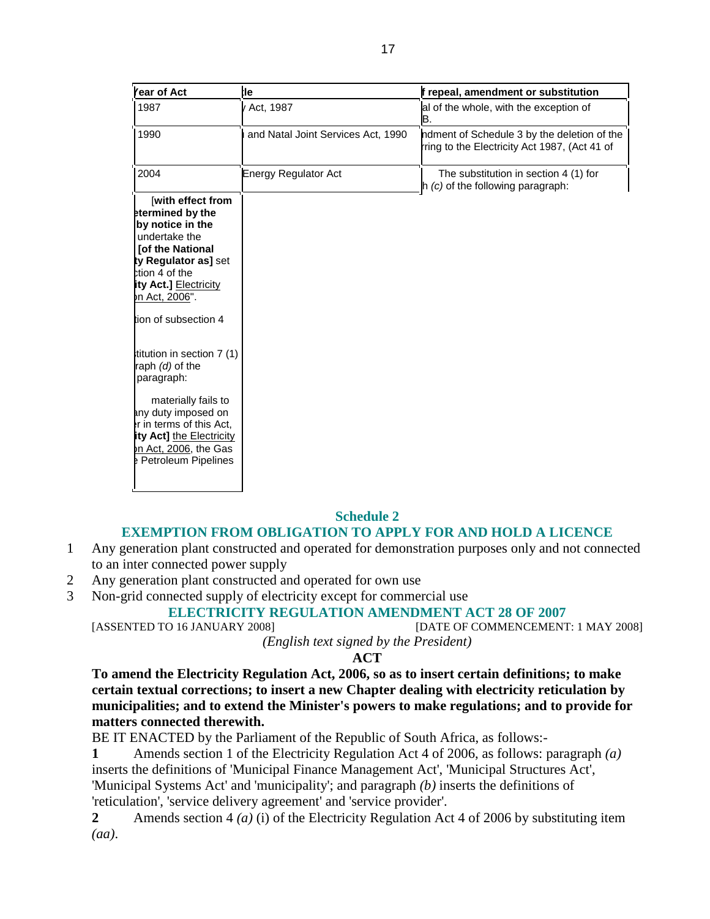| Year of Act | tle | f repeal, amendment or substitution |
|---|---|---|
| 1987 | Act, 1987 | al of the whole, with the exception of B. |
| 1990 | and Natal Joint Services Act, 1990 | ndment of Schedule 3 by the deletion of the rring to the Electricity Act 1987, (Act 41 of |
| 2004 | Energy Regulator Act | The substitution in section 4 (1) for h *(c)* of the following paragraph: |
| [**with effect from etermined by the by notice in the** undertake the **[of the National ty Regulator as]** set tion 4 of the **ity Act.]** <u>Electricity on Act, 2006</u>".<br><br>tion of subsection 4<br><br>titution in section 7 (1) raph *(d)* of the paragraph:<br><br>materially fails to any duty imposed on r in terms of this Act, **ity Act]** <u>the Electricity on Act, 2006</u>, the Gas Petroleum Pipelines | | |

## Schedule 2

## EXEMPTION FROM OBLIGATION TO APPLY FOR AND HOLD A LICENCE

1 Any generation plant constructed and operated for demonstration purposes only and not connected to an inter connected power supply

2 Any generation plant constructed and operated for own use

3 Non-grid connected supply of electricity except for commercial use

## ELECTRICITY REGULATION AMENDMENT ACT 28 OF 2007

[ASSENTED TO 16 JANUARY 2008] [DATE OF COMMENCEMENT: 1 MAY 2008]

*(English text signed by the President)*

**ACT**

**To amend the Electricity Regulation Act, 2006, so as to insert certain definitions; to make certain textual corrections; to insert a new Chapter dealing with electricity reticulation by municipalities; and to extend the Minister's powers to make regulations; and to provide for matters connected therewith.**

BE IT ENACTED by the Parliament of the Republic of South Africa, as follows:-

**1** Amends section 1 of the Electricity Regulation Act 4 of 2006, as follows: paragraph *(a)* inserts the definitions of 'Municipal Finance Management Act', 'Municipal Structures Act', 'Municipal Systems Act' and 'municipality'; and paragraph *(b)* inserts the definitions of 'reticulation', 'service delivery agreement' and 'service provider'.

**2** Amends section 4 *(a)* (i) of the Electricity Regulation Act 4 of 2006 by substituting item *(aa)*.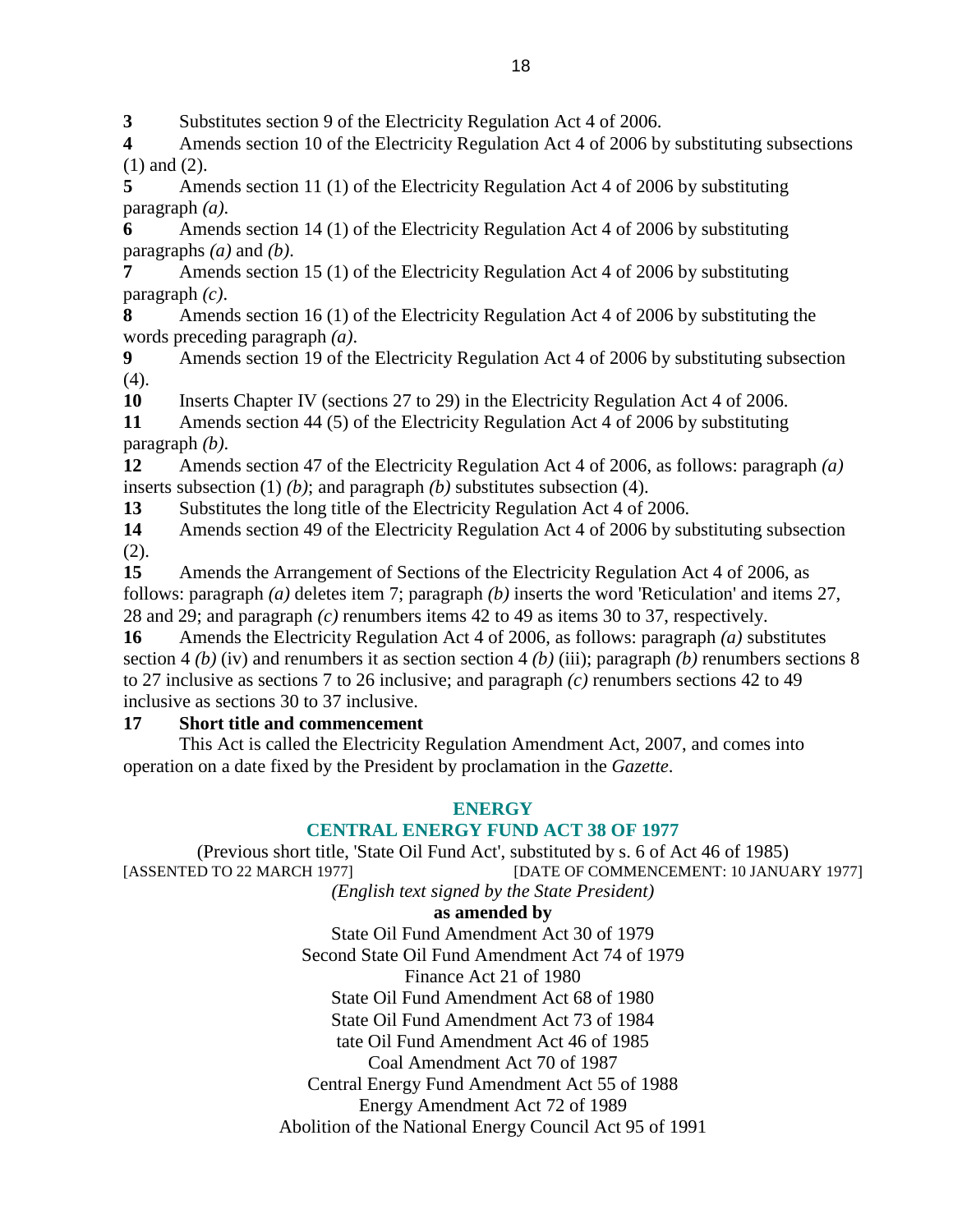**3** Substitutes section 9 of the Electricity Regulation Act 4 of 2006.

**4** Amends section 10 of the Electricity Regulation Act 4 of 2006 by substituting subsections (1) and (2).

**5** Amends section 11 (1) of the Electricity Regulation Act 4 of 2006 by substituting paragraph *(a)*.

**6** Amends section 14 (1) of the Electricity Regulation Act 4 of 2006 by substituting paragraphs *(a)* and *(b)*.

**7** Amends section 15 (1) of the Electricity Regulation Act 4 of 2006 by substituting paragraph *(c)*.

**8** Amends section 16 (1) of the Electricity Regulation Act 4 of 2006 by substituting the words preceding paragraph *(a)*.

**9** Amends section 19 of the Electricity Regulation Act 4 of 2006 by substituting subsection (4).

**10** Inserts Chapter IV (sections 27 to 29) in the Electricity Regulation Act 4 of 2006.

**11** Amends section 44 (5) of the Electricity Regulation Act 4 of 2006 by substituting paragraph *(b)*.

**12** Amends section 47 of the Electricity Regulation Act 4 of 2006, as follows: paragraph *(a)* inserts subsection (1) *(b)*; and paragraph *(b)* substitutes subsection (4).

**13** Substitutes the long title of the Electricity Regulation Act 4 of 2006.

**14** Amends section 49 of the Electricity Regulation Act 4 of 2006 by substituting subsection (2).

**15** Amends the Arrangement of Sections of the Electricity Regulation Act 4 of 2006, as follows: paragraph *(a)* deletes item 7; paragraph *(b)* inserts the word 'Reticulation' and items 27, 28 and 29; and paragraph *(c)* renumbers items 42 to 49 as items 30 to 37, respectively.

**16** Amends the Electricity Regulation Act 4 of 2006, as follows: paragraph *(a)* substitutes section 4 *(b)* (iv) and renumbers it as section section 4 *(b)* (iii); paragraph *(b)* renumbers sections 8 to 27 inclusive as sections 7 to 26 inclusive; and paragraph *(c)* renumbers sections 42 to 49 inclusive as sections 30 to 37 inclusive.

**17 Short title and commencement**

This Act is called the Electricity Regulation Amendment Act, 2007, and comes into operation on a date fixed by the President by proclamation in the *Gazette*.

## ENERGY

## CENTRAL ENERGY FUND ACT 38 OF 1977

(Previous short title, 'State Oil Fund Act', substituted by s. 6 of Act 46 of 1985)

[ASSENTED TO 22 MARCH 1977] [DATE OF COMMENCEMENT: 10 JANUARY 1977]

*(English text signed by the State President)*

**as amended by**

State Oil Fund Amendment Act 30 of 1979

Second State Oil Fund Amendment Act 74 of 1979

Finance Act 21 of 1980

State Oil Fund Amendment Act 68 of 1980

State Oil Fund Amendment Act 73 of 1984

tate Oil Fund Amendment Act 46 of 1985

Coal Amendment Act 70 of 1987

Central Energy Fund Amendment Act 55 of 1988

Energy Amendment Act 72 of 1989

Abolition of the National Energy Council Act 95 of 1991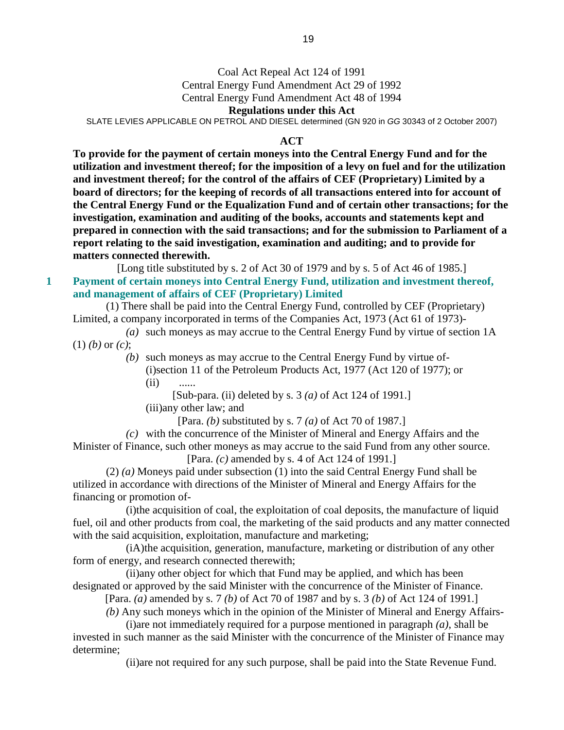Coal Act Repeal Act 124 of 1991

Central Energy Fund Amendment Act 29 of 1992

Central Energy Fund Amendment Act 48 of 1994

**Regulations under this Act**

SLATE LEVIES APPLICABLE ON PETROL AND DIESEL determined (GN 920 in *GG* 30343 of 2 October 2007)

## ACT

**To provide for the payment of certain moneys into the Central Energy Fund and for the utilization and investment thereof; for the imposition of a levy on fuel and for the utilization and investment thereof; for the control of the affairs of CEF (Proprietary) Limited by a board of directors; for the keeping of records of all transactions entered into for account of the Central Energy Fund or the Equalization Fund and of certain other transactions; for the investigation, examination and auditing of the books, accounts and statements kept and prepared in connection with the said transactions; and for the submission to Parliament of a report relating to the said investigation, examination and auditing; and to provide for matters connected therewith.**

[Long title substituted by s. 2 of Act 30 of 1979 and by s. 5 of Act 46 of 1985.]

### 1 Payment of certain moneys into Central Energy Fund, utilization and investment thereof, and management of affairs of CEF (Proprietary) Limited

(1) There shall be paid into the Central Energy Fund, controlled by CEF (Proprietary) Limited, a company incorporated in terms of the Companies Act, 1973 (Act 61 of 1973)-

*(a)* such moneys as may accrue to the Central Energy Fund by virtue of section 1A (1) *(b)* or *(c)*;

*(b)* such moneys as may accrue to the Central Energy Fund by virtue of-

(i) section 11 of the Petroleum Products Act, 1977 (Act 120 of 1977); or

(ii) ......

[Sub-para. (ii) deleted by s. 3 *(a)* of Act 124 of 1991.]

(iii) any other law; and

[Para. *(b)* substituted by s. 7 *(a)* of Act 70 of 1987.]

*(c)* with the concurrence of the Minister of Mineral and Energy Affairs and the Minister of Finance, such other moneys as may accrue to the said Fund from any other source.

[Para. *(c)* amended by s. 4 of Act 124 of 1991.]

(2) *(a)* Moneys paid under subsection (1) into the said Central Energy Fund shall be utilized in accordance with directions of the Minister of Mineral and Energy Affairs for the financing or promotion of-

(i) the acquisition of coal, the exploitation of coal deposits, the manufacture of liquid fuel, oil and other products from coal, the marketing of the said products and any matter connected with the said acquisition, exploitation, manufacture and marketing;

(iA) the acquisition, generation, manufacture, marketing or distribution of any other form of energy, and research connected therewith;

(ii) any other object for which that Fund may be applied, and which has been designated or approved by the said Minister with the concurrence of the Minister of Finance.

[Para. *(a)* amended by s. 7 *(b)* of Act 70 of 1987 and by s. 3 *(b)* of Act 124 of 1991.]

*(b)* Any such moneys which in the opinion of the Minister of Mineral and Energy Affairs-

(i) are not immediately required for a purpose mentioned in paragraph *(a)*, shall be invested in such manner as the said Minister with the concurrence of the Minister of Finance may determine;

(ii) are not required for any such purpose, shall be paid into the State Revenue Fund.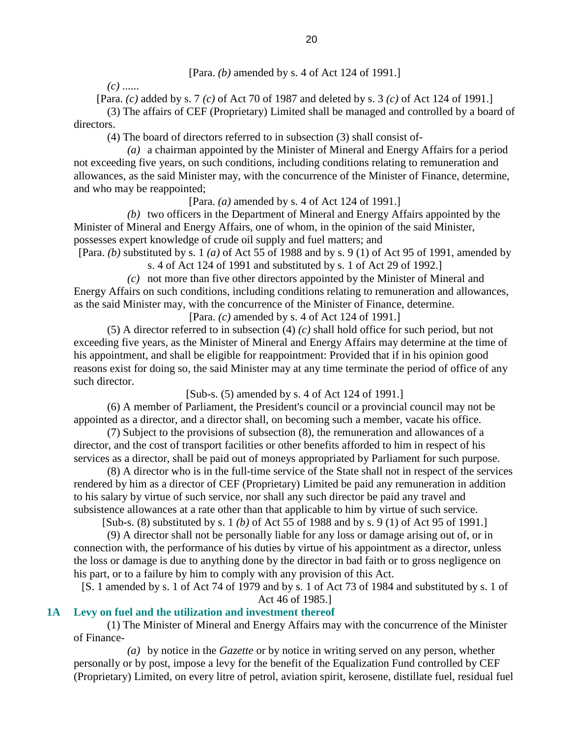[Para. *(b)* amended by s. 4 of Act 124 of 1991.]

*(c)* ......

[Para. *(c)* added by s. 7 *(c)* of Act 70 of 1987 and deleted by s. 3 *(c)* of Act 124 of 1991.]

(3) The affairs of CEF (Proprietary) Limited shall be managed and controlled by a board of directors.

(4) The board of directors referred to in subsection (3) shall consist of-

*(a)* a chairman appointed by the Minister of Mineral and Energy Affairs for a period not exceeding five years, on such conditions, including conditions relating to remuneration and allowances, as the said Minister may, with the concurrence of the Minister of Finance, determine, and who may be reappointed;

[Para. *(a)* amended by s. 4 of Act 124 of 1991.]

*(b)* two officers in the Department of Mineral and Energy Affairs appointed by the Minister of Mineral and Energy Affairs, one of whom, in the opinion of the said Minister, possesses expert knowledge of crude oil supply and fuel matters; and

[Para. *(b)* substituted by s. 1 *(a)* of Act 55 of 1988 and by s. 9 (1) of Act 95 of 1991, amended by s. 4 of Act 124 of 1991 and substituted by s. 1 of Act 29 of 1992.]

*(c)* not more than five other directors appointed by the Minister of Mineral and Energy Affairs on such conditions, including conditions relating to remuneration and allowances, as the said Minister may, with the concurrence of the Minister of Finance, determine.

[Para. *(c)* amended by s. 4 of Act 124 of 1991.]

(5) A director referred to in subsection (4) *(c)* shall hold office for such period, but not exceeding five years, as the Minister of Mineral and Energy Affairs may determine at the time of his appointment, and shall be eligible for reappointment: Provided that if in his opinion good reasons exist for doing so, the said Minister may at any time terminate the period of office of any such director.

[Sub-s. (5) amended by s. 4 of Act 124 of 1991.]

(6) A member of Parliament, the President's council or a provincial council may not be appointed as a director, and a director shall, on becoming such a member, vacate his office.

(7) Subject to the provisions of subsection (8), the remuneration and allowances of a director, and the cost of transport facilities or other benefits afforded to him in respect of his services as a director, shall be paid out of moneys appropriated by Parliament for such purpose.

(8) A director who is in the full-time service of the State shall not in respect of the services rendered by him as a director of CEF (Proprietary) Limited be paid any remuneration in addition to his salary by virtue of such service, nor shall any such director be paid any travel and subsistence allowances at a rate other than that applicable to him by virtue of such service.

[Sub-s. (8) substituted by s. 1 *(b)* of Act 55 of 1988 and by s. 9 (1) of Act 95 of 1991.]

(9) A director shall not be personally liable for any loss or damage arising out of, or in connection with, the performance of his duties by virtue of his appointment as a director, unless the loss or damage is due to anything done by the director in bad faith or to gross negligence on his part, or to a failure by him to comply with any provision of this Act.

[S. 1 amended by s. 1 of Act 74 of 1979 and by s. 1 of Act 73 of 1984 and substituted by s. 1 of Act 46 of 1985.]

### 1A Levy on fuel and the utilization and investment thereof

(1) The Minister of Mineral and Energy Affairs may with the concurrence of the Minister of Finance-

*(a)* by notice in the *Gazette* or by notice in writing served on any person, whether personally or by post, impose a levy for the benefit of the Equalization Fund controlled by CEF (Proprietary) Limited, on every litre of petrol, aviation spirit, kerosene, distillate fuel, residual fuel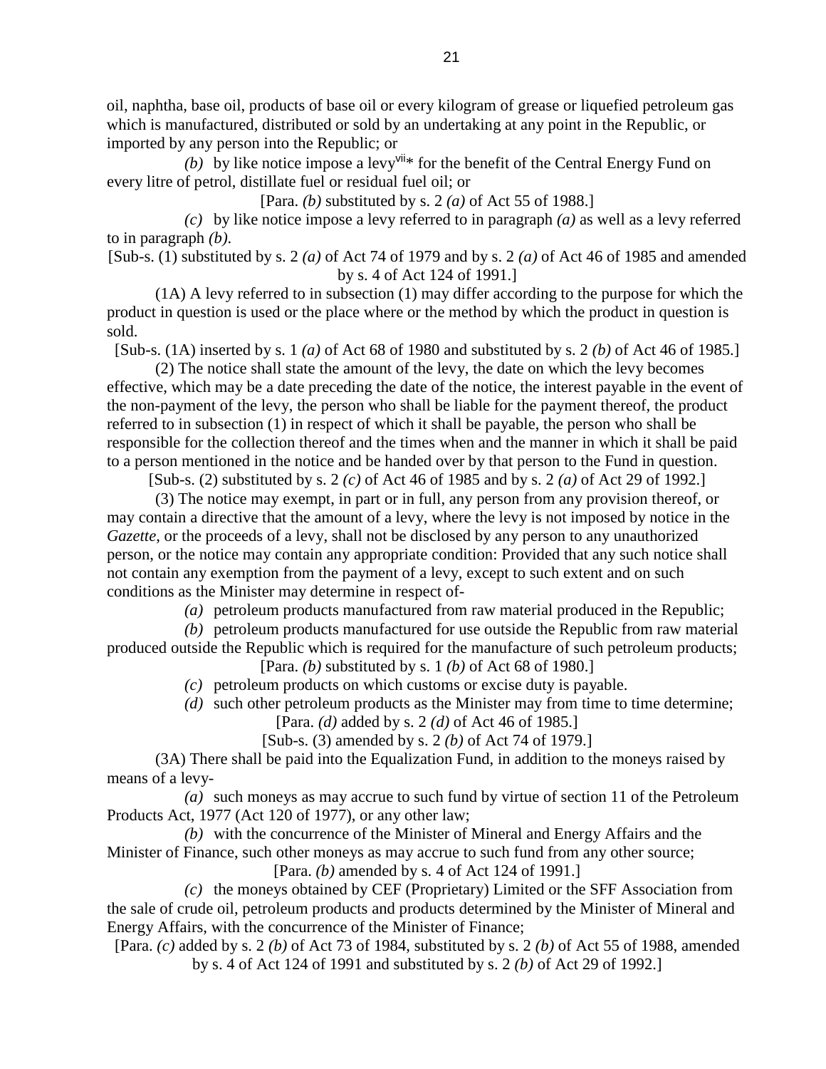oil, naphtha, base oil, products of base oil or every kilogram of grease or liquefied petroleum gas which is manufactured, distributed or sold by an undertaking at any point in the Republic, or imported by any person into the Republic; or

*(b)* by like notice impose a levy[vii]* for the benefit of the Central Energy Fund on every litre of petrol, distillate fuel or residual fuel oil; or

[Para. *(b)* substituted by s. 2 *(a)* of Act 55 of 1988.]

*(c)* by like notice impose a levy referred to in paragraph *(a)* as well as a levy referred to in paragraph *(b)*.

[Sub-s. (1) substituted by s. 2 *(a)* of Act 74 of 1979 and by s. 2 *(a)* of Act 46 of 1985 and amended by s. 4 of Act 124 of 1991.]

(1A) A levy referred to in subsection (1) may differ according to the purpose for which the product in question is used or the place where or the method by which the product in question is sold.

[Sub-s. (1A) inserted by s. 1 *(a)* of Act 68 of 1980 and substituted by s. 2 *(b)* of Act 46 of 1985.]

(2) The notice shall state the amount of the levy, the date on which the levy becomes effective, which may be a date preceding the date of the notice, the interest payable in the event of the non-payment of the levy, the person who shall be liable for the payment thereof, the product referred to in subsection (1) in respect of which it shall be payable, the person who shall be responsible for the collection thereof and the times when and the manner in which it shall be paid to a person mentioned in the notice and be handed over by that person to the Fund in question.

[Sub-s. (2) substituted by s. 2 *(c)* of Act 46 of 1985 and by s. 2 *(a)* of Act 29 of 1992.]

(3) The notice may exempt, in part or in full, any person from any provision thereof, or may contain a directive that the amount of a levy, where the levy is not imposed by notice in the *Gazette*, or the proceeds of a levy, shall not be disclosed by any person to any unauthorized person, or the notice may contain any appropriate condition: Provided that any such notice shall not contain any exemption from the payment of a levy, except to such extent and on such conditions as the Minister may determine in respect of-

*(a)* petroleum products manufactured from raw material produced in the Republic;

*(b)* petroleum products manufactured for use outside the Republic from raw material produced outside the Republic which is required for the manufacture of such petroleum products;

[Para. *(b)* substituted by s. 1 *(b)* of Act 68 of 1980.]

*(c)* petroleum products on which customs or excise duty is payable.

*(d)* such other petroleum products as the Minister may from time to time determine;

[Para. *(d)* added by s. 2 *(d)* of Act 46 of 1985.]

[Sub-s. (3) amended by s. 2 *(b)* of Act 74 of 1979.]

(3A) There shall be paid into the Equalization Fund, in addition to the moneys raised by means of a levy-

*(a)* such moneys as may accrue to such fund by virtue of section 11 of the Petroleum Products Act, 1977 (Act 120 of 1977), or any other law;

*(b)* with the concurrence of the Minister of Mineral and Energy Affairs and the Minister of Finance, such other moneys as may accrue to such fund from any other source;

[Para. *(b)* amended by s. 4 of Act 124 of 1991.]

*(c)* the moneys obtained by CEF (Proprietary) Limited or the SFF Association from the sale of crude oil, petroleum products and products determined by the Minister of Mineral and Energy Affairs, with the concurrence of the Minister of Finance;

[Para. *(c)* added by s. 2 *(b)* of Act 73 of 1984, substituted by s. 2 *(b)* of Act 55 of 1988, amended by s. 4 of Act 124 of 1991 and substituted by s. 2 *(b)* of Act 29 of 1992.]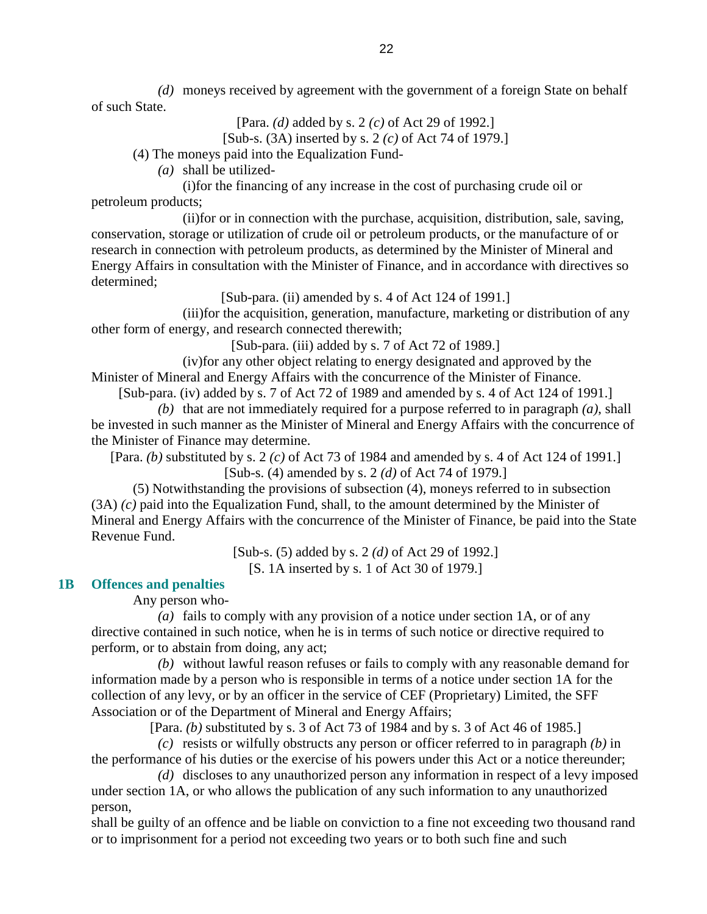*(d)* moneys received by agreement with the government of a foreign State on behalf of such State.

[Para. *(d)* added by s. 2 *(c)* of Act 29 of 1992.]

[Sub-s. (3A) inserted by s. 2 *(c)* of Act 74 of 1979.]

(4) The moneys paid into the Equalization Fund-

*(a)* shall be utilized-

(i)for the financing of any increase in the cost of purchasing crude oil or petroleum products;

(ii)for or in connection with the purchase, acquisition, distribution, sale, saving, conservation, storage or utilization of crude oil or petroleum products, or the manufacture of or research in connection with petroleum products, as determined by the Minister of Mineral and Energy Affairs in consultation with the Minister of Finance, and in accordance with directives so determined;

[Sub-para. (ii) amended by s. 4 of Act 124 of 1991.]

(iii)for the acquisition, generation, manufacture, marketing or distribution of any other form of energy, and research connected therewith;

[Sub-para. (iii) added by s. 7 of Act 72 of 1989.]

(iv)for any other object relating to energy designated and approved by the Minister of Mineral and Energy Affairs with the concurrence of the Minister of Finance.

[Sub-para. (iv) added by s. 7 of Act 72 of 1989 and amended by s. 4 of Act 124 of 1991.]

*(b)* that are not immediately required for a purpose referred to in paragraph *(a)*, shall be invested in such manner as the Minister of Mineral and Energy Affairs with the concurrence of the Minister of Finance may determine.

[Para. *(b)* substituted by s. 2 *(c)* of Act 73 of 1984 and amended by s. 4 of Act 124 of 1991.]

[Sub-s. (4) amended by s. 2 *(d)* of Act 74 of 1979.]

(5) Notwithstanding the provisions of subsection (4), moneys referred to in subsection (3A) *(c)* paid into the Equalization Fund, shall, to the amount determined by the Minister of Mineral and Energy Affairs with the concurrence of the Minister of Finance, be paid into the State Revenue Fund.

[Sub-s. (5) added by s. 2 *(d)* of Act 29 of 1992.]

[S. 1A inserted by s. 1 of Act 30 of 1979.]

### 1B Offences and penalties

Any person who-

*(a)* fails to comply with any provision of a notice under section 1A, or of any directive contained in such notice, when he is in terms of such notice or directive required to perform, or to abstain from doing, any act;

*(b)* without lawful reason refuses or fails to comply with any reasonable demand for information made by a person who is responsible in terms of a notice under section 1A for the collection of any levy, or by an officer in the service of CEF (Proprietary) Limited, the SFF Association or of the Department of Mineral and Energy Affairs;

[Para. *(b)* substituted by s. 3 of Act 73 of 1984 and by s. 3 of Act 46 of 1985.]

*(c)* resists or wilfully obstructs any person or officer referred to in paragraph *(b)* in the performance of his duties or the exercise of his powers under this Act or a notice thereunder;

*(d)* discloses to any unauthorized person any information in respect of a levy imposed under section 1A, or who allows the publication of any such information to any unauthorized person,

shall be guilty of an offence and be liable on conviction to a fine not exceeding two thousand rand or to imprisonment for a period not exceeding two years or to both such fine and such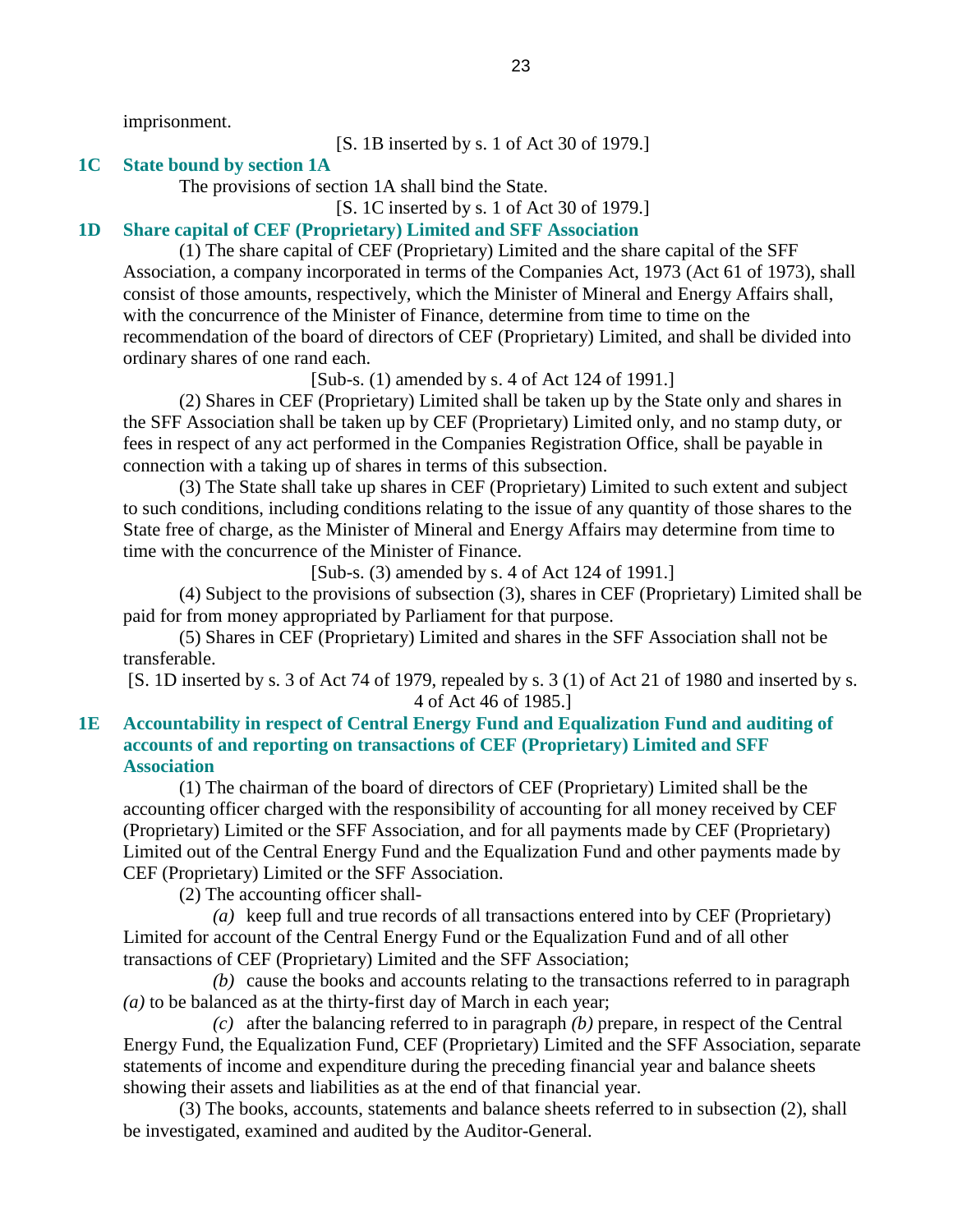imprisonment.

[S. 1B inserted by s. 1 of Act 30 of 1979.]

### 1C State bound by section 1A

The provisions of section 1A shall bind the State.

[S. 1C inserted by s. 1 of Act 30 of 1979.]

### 1D Share capital of CEF (Proprietary) Limited and SFF Association

(1) The share capital of CEF (Proprietary) Limited and the share capital of the SFF Association, a company incorporated in terms of the Companies Act, 1973 (Act 61 of 1973), shall consist of those amounts, respectively, which the Minister of Mineral and Energy Affairs shall, with the concurrence of the Minister of Finance, determine from time to time on the recommendation of the board of directors of CEF (Proprietary) Limited, and shall be divided into ordinary shares of one rand each.

[Sub-s. (1) amended by s. 4 of Act 124 of 1991.]

(2) Shares in CEF (Proprietary) Limited shall be taken up by the State only and shares in the SFF Association shall be taken up by CEF (Proprietary) Limited only, and no stamp duty, or fees in respect of any act performed in the Companies Registration Office, shall be payable in connection with a taking up of shares in terms of this subsection.

(3) The State shall take up shares in CEF (Proprietary) Limited to such extent and subject to such conditions, including conditions relating to the issue of any quantity of those shares to the State free of charge, as the Minister of Mineral and Energy Affairs may determine from time to time with the concurrence of the Minister of Finance.

[Sub-s. (3) amended by s. 4 of Act 124 of 1991.]

(4) Subject to the provisions of subsection (3), shares in CEF (Proprietary) Limited shall be paid for from money appropriated by Parliament for that purpose.

(5) Shares in CEF (Proprietary) Limited and shares in the SFF Association shall not be transferable.

[S. 1D inserted by s. 3 of Act 74 of 1979, repealed by s. 3 (1) of Act 21 of 1980 and inserted by s. 4 of Act 46 of 1985.]

### 1E Accountability in respect of Central Energy Fund and Equalization Fund and auditing of accounts of and reporting on transactions of CEF (Proprietary) Limited and SFF Association

(1) The chairman of the board of directors of CEF (Proprietary) Limited shall be the accounting officer charged with the responsibility of accounting for all money received by CEF (Proprietary) Limited or the SFF Association, and for all payments made by CEF (Proprietary) Limited out of the Central Energy Fund and the Equalization Fund and other payments made by CEF (Proprietary) Limited or the SFF Association.

(2) The accounting officer shall-

*(a)* keep full and true records of all transactions entered into by CEF (Proprietary) Limited for account of the Central Energy Fund or the Equalization Fund and of all other transactions of CEF (Proprietary) Limited and the SFF Association;

*(b)* cause the books and accounts relating to the transactions referred to in paragraph *(a)* to be balanced as at the thirty-first day of March in each year;

*(c)* after the balancing referred to in paragraph *(b)* prepare, in respect of the Central Energy Fund, the Equalization Fund, CEF (Proprietary) Limited and the SFF Association, separate statements of income and expenditure during the preceding financial year and balance sheets showing their assets and liabilities as at the end of that financial year.

(3) The books, accounts, statements and balance sheets referred to in subsection (2), shall be investigated, examined and audited by the Auditor-General.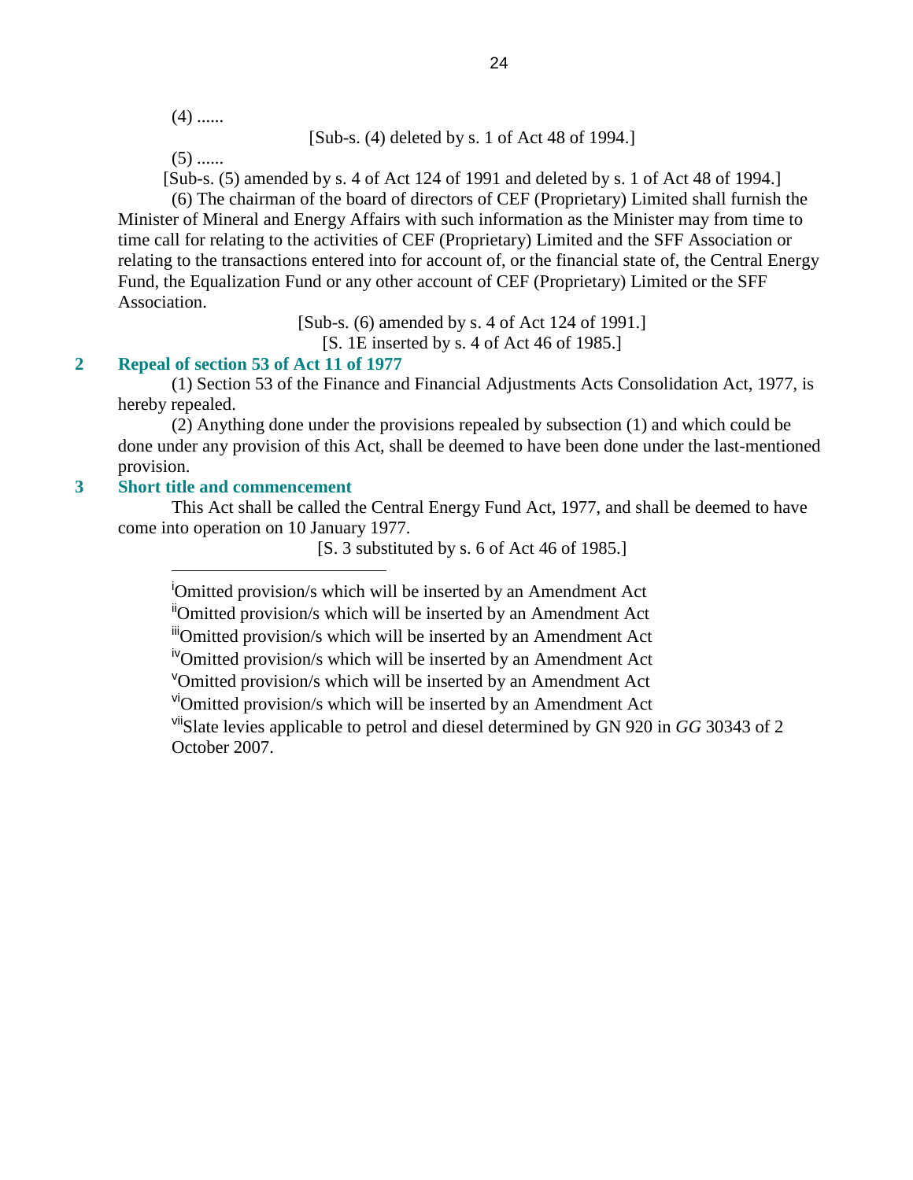(4) ......

[Sub-s. (4) deleted by s. 1 of Act 48 of 1994.]

(5) ......

[Sub-s. (5) amended by s. 4 of Act 124 of 1991 and deleted by s. 1 of Act 48 of 1994.]

(6) The chairman of the board of directors of CEF (Proprietary) Limited shall furnish the Minister of Mineral and Energy Affairs with such information as the Minister may from time to time call for relating to the activities of CEF (Proprietary) Limited and the SFF Association or relating to the transactions entered into for account of, or the financial state of, the Central Energy Fund, the Equalization Fund or any other account of CEF (Proprietary) Limited or the SFF Association.

[Sub-s. (6) amended by s. 4 of Act 124 of 1991.]

[S. 1E inserted by s. 4 of Act 46 of 1985.]

## 2 Repeal of section 53 of Act 11 of 1977

(1) Section 53 of the Finance and Financial Adjustments Acts Consolidation Act, 1977, is hereby repealed.

(2) Anything done under the provisions repealed by subsection (1) and which could be done under any provision of this Act, shall be deemed to have been done under the last-mentioned provision.

## 3 Short title and commencement

This Act shall be called the Central Energy Fund Act, 1977, and shall be deemed to have come into operation on 10 January 1977.

[S. 3 substituted by s. 6 of Act 46 of 1985.]

---

[i] Omitted provision/s which will be inserted by an Amendment Act

[ii] Omitted provision/s which will be inserted by an Amendment Act

[iii] Omitted provision/s which will be inserted by an Amendment Act

[iv] Omitted provision/s which will be inserted by an Amendment Act

[v] Omitted provision/s which will be inserted by an Amendment Act

[vi] Omitted provision/s which will be inserted by an Amendment Act

[vii] Slate levies applicable to petrol and diesel determined by GN 920 in *GG* 30343 of 2 October 2007.